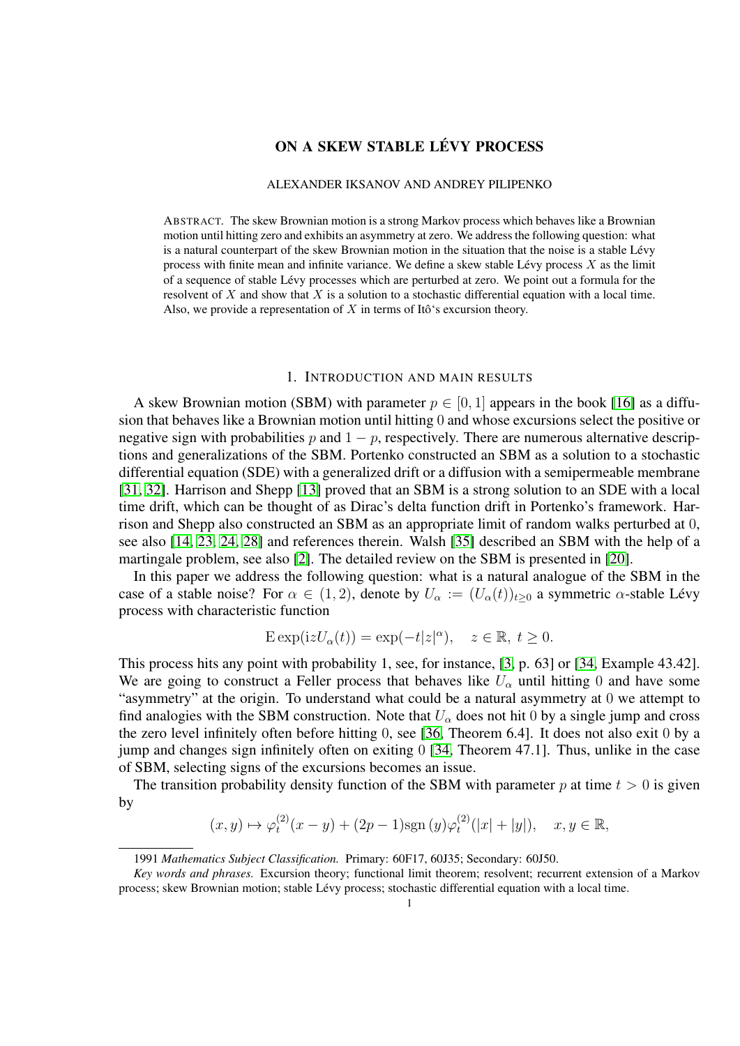# ON A SKEW STABLE LÉVY PROCESS

ALEXANDER IKSANOV AND ANDREY PILIPENKO

ABSTRACT. The skew Brownian motion is a strong Markov process which behaves like a Brownian motion until hitting zero and exhibits an asymmetry at zero. We address the following question: what is a natural counterpart of the skew Brownian motion in the situation that the noise is a stable Lévy process with finite mean and infinite variance. We define a skew stable Lévy process $X$ as the limit of a sequence of stable Lévy processes which are perturbed at zero. We point out a formula for the resolvent of $X$ and show that $X$ is a solution to a stochastic differential equation with a local time. Also, we provide a representation of $X$ in terms of Itô's excursion theory.

## 1. INTRODUCTION AND MAIN RESULTS

A skew Brownian motion (SBM) with parameter $p \in [0, 1]$ appears in the book [16] as a diffusion that behaves like a Brownian motion until hitting 0 and whose excursions select the positive or negative sign with probabilities $p$ and $1 - p$, respectively. There are numerous alternative descriptions and generalizations of the SBM. Portenko constructed an SBM as a solution to a stochastic differential equation (SDE) with a generalized drift or a diffusion with a semipermeable membrane [31, 32]. Harrison and Shepp [13] proved that an SBM is a strong solution to an SDE with a local time drift, which can be thought of as Dirac's delta function drift in Portenko's framework. Harrison and Shepp also constructed an SBM as an appropriate limit of random walks perturbed at 0, see also [14, 23, 24, 28] and references therein. Walsh [35] described an SBM with the help of a martingale problem, see also [2]. The detailed review on the SBM is presented in [20].

In this paper we address the following question: what is a natural analogue of the SBM in the case of a stable noise? For $\alpha \in (1, 2)$, denote by $U_\alpha := (U_\alpha(t))_{t \geq 0}$ a symmetric $\alpha$-stable Lévy process with characteristic function

$$
\mathrm{E} \exp(\mathrm{i} z U_\alpha(t)) = \exp(-t|z|^\alpha), \quad z \in \mathbb{R},\ t \geq 0.
$$

This process hits any point with probability 1, see, for instance, [3, p. 63] or [34, Example 43.42]. We are going to construct a Feller process that behaves like $U_\alpha$ until hitting 0 and have some "asymmetry" at the origin. To understand what could be a natural asymmetry at 0 we attempt to find analogies with the SBM construction. Note that $U_\alpha$ does not hit 0 by a single jump and cross the zero level infinitely often before hitting 0, see [36, Theorem 6.4]. It does not also exit 0 by a jump and changes sign infinitely often on exiting 0 [34, Theorem 47.1]. Thus, unlike in the case of SBM, selecting signs of the excursions becomes an issue.

The transition probability density function of the SBM with parameter $p$ at time $t > 0$ is given by

$$
(x, y) \mapsto \varphi_t^{(2)}(x - y) + (2p - 1)\mathrm{sgn}\,(y)\varphi_t^{(2)}(|x| + |y|), \quad x, y \in \mathbb{R},
$$

1991 *Mathematics Subject Classification.* Primary: 60F17, 60J35; Secondary: 60J50.

*Key words and phrases.* Excursion theory; functional limit theorem; resolvent; recurrent extension of a Markov process; skew Brownian motion; stable Lévy process; stochastic differential equation with a local time.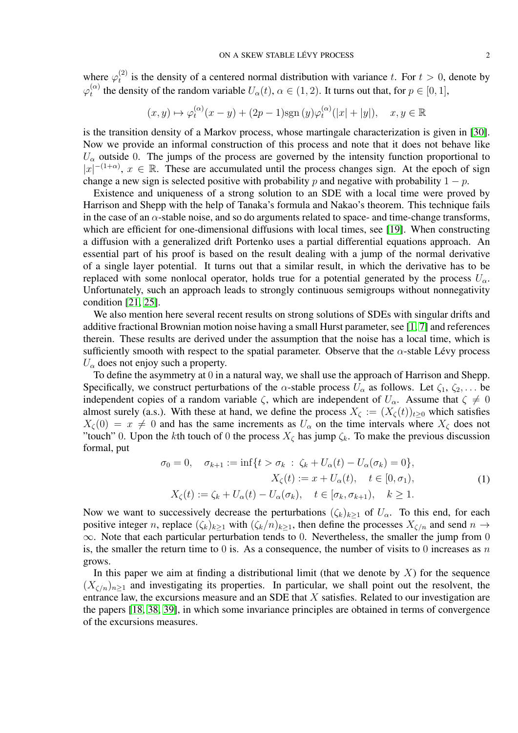where $\varphi_t^{(2)}$ is the density of a centered normal distribution with variance $t$. For $t > 0$, denote by $\varphi_t^{(\alpha)}$ the density of the random variable $U_\alpha(t)$, $\alpha \in (1, 2)$. It turns out that, for $p \in [0, 1]$,

$$(x, y) \mapsto \varphi_t^{(\alpha)}(x - y) + (2p - 1)\text{sgn}\,(y)\varphi_t^{(\alpha)}(|x| + |y|), \quad x, y \in \mathbb{R}$$

is the transition density of a Markov process, whose martingale characterization is given in [30]. Now we provide an informal construction of this process and note that it does not behave like $U_\alpha$ outside 0. The jumps of the process are governed by the intensity function proportional to $|x|^{-(1+\alpha)}$, $x \in \mathbb{R}$. These are accumulated until the process changes sign. At the epoch of sign change a new sign is selected positive with probability $p$ and negative with probability $1 - p$.

Existence and uniqueness of a strong solution to an SDE with a local time were proved by Harrison and Shepp with the help of Tanaka's formula and Nakao's theorem. This technique fails in the case of an $\alpha$-stable noise, and so do arguments related to space- and time-change transforms, which are efficient for one-dimensional diffusions with local times, see [19]. When constructing a diffusion with a generalized drift Portenko uses a partial differential equations approach. An essential part of his proof is based on the result dealing with a jump of the normal derivative of a single layer potential. It turns out that a similar result, in which the derivative has to be replaced with some nonlocal operator, holds true for a potential generated by the process $U_\alpha$. Unfortunately, such an approach leads to strongly continuous semigroups without nonnegativity condition [21, 25].

We also mention here several recent results on strong solutions of SDEs with singular drifts and additive fractional Brownian motion noise having a small Hurst parameter, see [1, 7] and references therein. These results are derived under the assumption that the noise has a local time, which is sufficiently smooth with respect to the spatial parameter. Observe that the $\alpha$-stable Lévy process $U_\alpha$ does not enjoy such a property.

To define the asymmetry at 0 in a natural way, we shall use the approach of Harrison and Shepp. Specifically, we construct perturbations of the $\alpha$-stable process $U_\alpha$ as follows. Let $\zeta_1, \zeta_2, \ldots$ be independent copies of a random variable $\zeta$, which are independent of $U_\alpha$. Assume that $\zeta \neq 0$ almost surely (a.s.). With these at hand, we define the process $X_\zeta := (X_\zeta(t))_{t \geq 0}$ which satisfies $X_\zeta(0) = x \neq 0$ and has the same increments as $U_\alpha$ on the time intervals where $X_\zeta$ does not "touch" 0. Upon the $k$th touch of 0 the process $X_\zeta$ has jump $\zeta_k$. To make the previous discussion formal, put

$$\begin{aligned} \sigma_0 = 0, \quad \sigma_{k+1} := \inf\{t > \sigma_k \,:\, \zeta_k + U_\alpha(t) - U_\alpha(\sigma_k) = 0\}, \\ X_\zeta(t) := x + U_\alpha(t), \quad t \in [0, \sigma_1), \\ X_\zeta(t) := \zeta_k + U_\alpha(t) - U_\alpha(\sigma_k), \quad t \in [\sigma_k, \sigma_{k+1}), \quad k \geq 1. \end{aligned} \tag{1}$$

Now we want to successively decrease the perturbations $(\zeta_k)_{k\geq 1}$ of $U_\alpha$. To this end, for each positive integer $n$, replace $(\zeta_k)_{k\geq 1}$ with $(\zeta_k/n)_{k\geq 1}$, then define the processes $X_{\zeta/n}$ and send $n \to \infty$. Note that each particular perturbation tends to 0. Nevertheless, the smaller the jump from 0 is, the smaller the return time to 0 is. As a consequence, the number of visits to 0 increases as $n$ grows.

In this paper we aim at finding a distributional limit (that we denote by $X$) for the sequence $(X_{\zeta/n})_{n\geq 1}$ and investigating its properties. In particular, we shall point out the resolvent, the entrance law, the excursions measure and an SDE that $X$ satisfies. Related to our investigation are the papers [18, 38, 39], in which some invariance principles are obtained in terms of convergence of the excursions measures.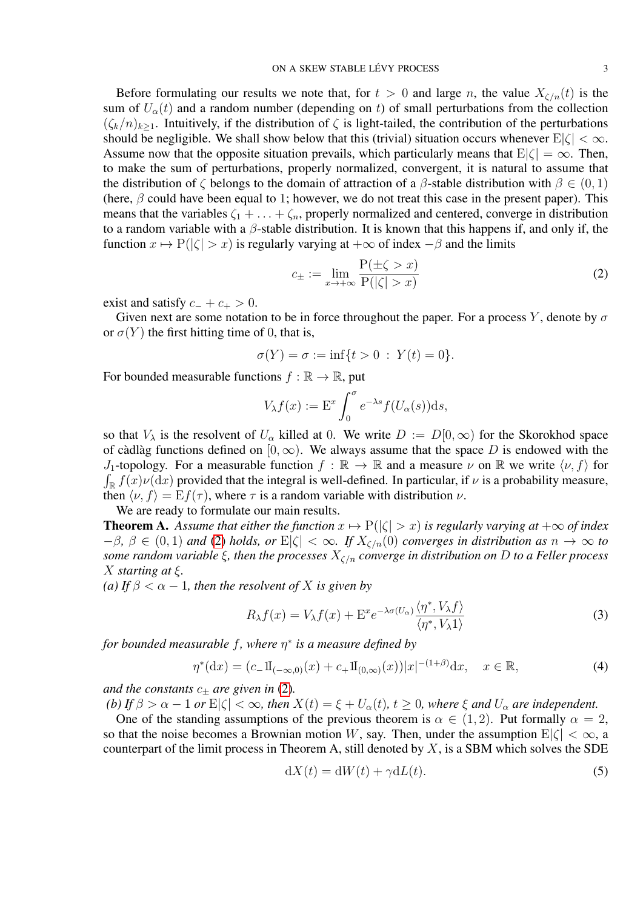Before formulating our results we note that, for $t > 0$ and large $n$, the value $X_{\zeta/n}(t)$ is the sum of $U_\alpha(t)$ and a random number (depending on $t$) of small perturbations from the collection $(\zeta_k/n)_{k\geq 1}$. Intuitively, if the distribution of $\zeta$ is light-tailed, the contribution of the perturbations should be negligible. We shall show below that this (trivial) situation occurs whenever $\mathrm{E}|\zeta| < \infty$. Assume now that the opposite situation prevails, which particularly means that $\mathrm{E}|\zeta| = \infty$. Then, to make the sum of perturbations, properly normalized, convergent, it is natural to assume that the distribution of $\zeta$ belongs to the domain of attraction of a $\beta$-stable distribution with $\beta \in (0, 1)$ (here, $\beta$ could have been equal to 1; however, we do not treat this case in the present paper). This means that the variables $\zeta_1 + \ldots + \zeta_n$, properly normalized and centered, converge in distribution to a random variable with a $\beta$-stable distribution. It is known that this happens if, and only if, the function $x \mapsto \mathrm{P}(|\zeta| > x)$ is regularly varying at $+\infty$ of index $-\beta$ and the limits

$$c_\pm := \lim_{x\to+\infty} \frac{\mathrm{P}(\pm\zeta > x)}{\mathrm{P}(|\zeta| > x)} \tag{2}$$

exist and satisfy $c_- + c_+ > 0$.

Given next are some notation to be in force throughout the paper. For a process $Y$, denote by $\sigma$ or $\sigma(Y)$ the first hitting time of 0, that is,

$$\sigma(Y) = \sigma := \inf\{t > 0 \,:\, Y(t) = 0\}.$$

For bounded measurable functions $f : \mathbb{R} \to \mathbb{R}$, put

$$V_\lambda f(x) := \mathrm{E}^x \int_0^\sigma e^{-\lambda s} f(U_\alpha(s))\mathrm{d}s,$$

so that $V_\lambda$ is the resolvent of $U_\alpha$ killed at 0. We write $D := D[0, \infty)$ for the Skorokhod space of càdlàg functions defined on $[0, \infty)$. We always assume that the space $D$ is endowed with the $J_1$-topology. For a measurable function $f : \mathbb{R} \to \mathbb{R}$ and a measure $\nu$ on $\mathbb{R}$ we write $\langle \nu, f\rangle$ for $\int_{\mathbb{R}} f(x)\nu(\mathrm{d}x)$ provided that the integral is well-defined. In particular, if $\nu$ is a probability measure, then $\langle \nu, f\rangle = \mathrm{E}f(\tau)$, where $\tau$ is a random variable with distribution $\nu$.

We are ready to formulate our main results.

**Theorem A.** *Assume that either the function $x \mapsto \mathrm{P}(|\zeta| > x)$ is regularly varying at $+\infty$ of index $-\beta$, $\beta \in (0, 1)$ and (2) holds, or $\mathrm{E}|\zeta| < \infty$. If $X_{\zeta/n}(0)$ converges in distribution as $n \to \infty$ to some random variable $\xi$, then the processes $X_{\zeta/n}$ converge in distribution on $D$ to a Feller process $X$ starting at $\xi$.*

*(a) If $\beta < \alpha - 1$, then the resolvent of $X$ is given by*

$$R_\lambda f(x) = V_\lambda f(x) + \mathrm{E}^x e^{-\lambda\sigma(U_\alpha)} \frac{\langle \eta^*, V_\lambda f\rangle}{\langle \eta^*, V_\lambda 1\rangle} \tag{3}$$

*for bounded measurable $f$, where $\eta^*$ is a measure defined by*

$$\eta^*(\mathrm{d}x) = (c_- 1\!\!1_{(-\infty,0)}(x) + c_+ 1\!\!1_{(0,\infty)}(x))|x|^{-(1+\beta)}\mathrm{d}x, \quad x \in \mathbb{R}, \tag{4}$$

*and the constants $c_\pm$ are given in (2).*

*(b) If $\beta > \alpha - 1$ or $\mathrm{E}|\zeta| < \infty$, then $X(t) = \xi + U_\alpha(t)$, $t \geq 0$, where $\xi$ and $U_\alpha$ are independent.*

One of the standing assumptions of the previous theorem is $\alpha \in (1, 2)$. Put formally $\alpha = 2$, so that the noise becomes a Brownian motion $W$, say. Then, under the assumption $\mathrm{E}|\zeta| < \infty$, a counterpart of the limit process in Theorem A, still denoted by $X$, is a SBM which solves the SDE

$$\mathrm{d}X(t) = \mathrm{d}W(t) + \gamma\mathrm{d}L(t). \tag{5}$$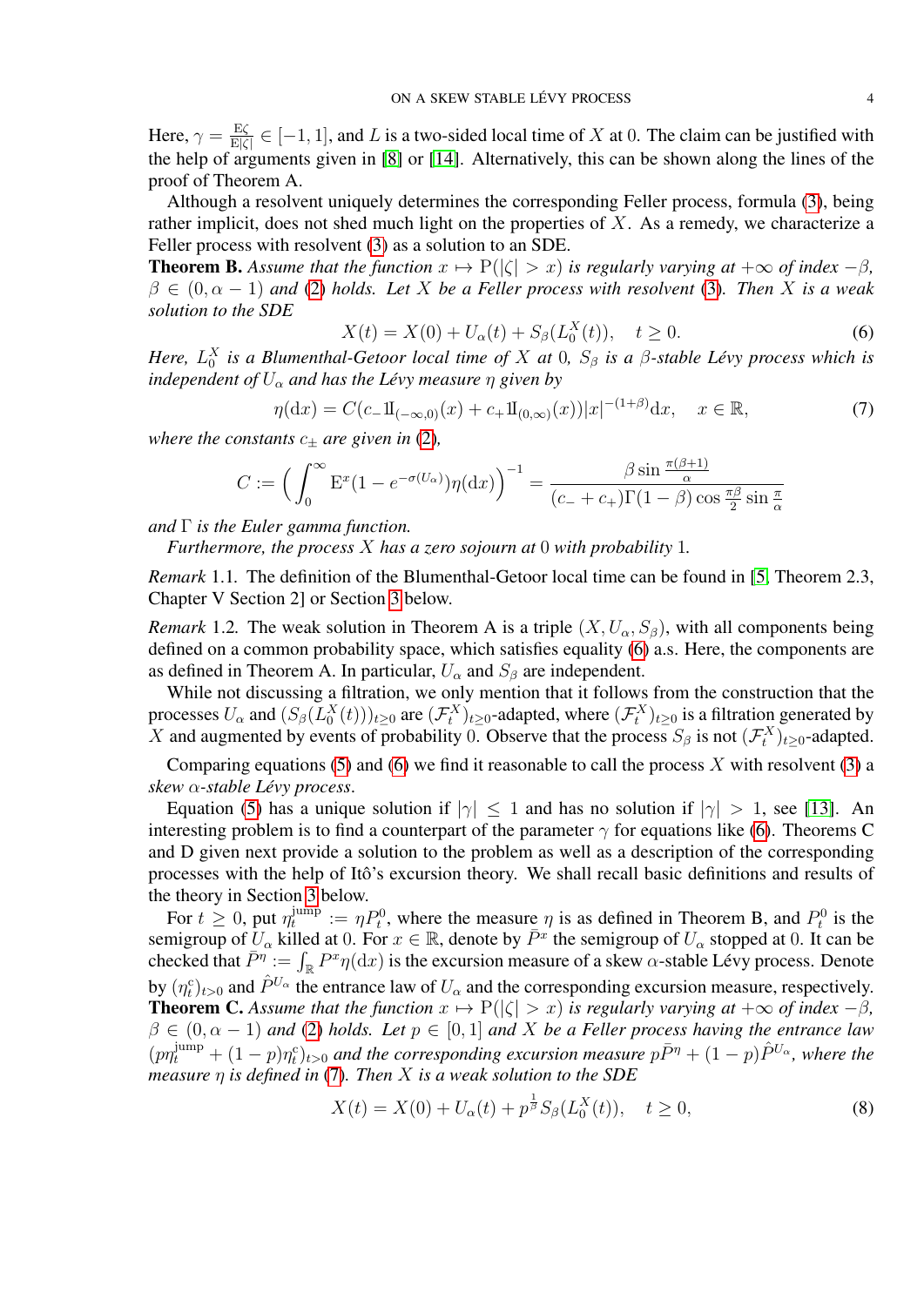Here, $\gamma = \frac{\mathrm{E}\zeta}{\mathrm{E}|\zeta|} \in [-1, 1]$, and $L$ is a two-sided local time of $X$ at $0$. The claim can be justified with the help of arguments given in [8] or [14]. Alternatively, this can be shown along the lines of the proof of Theorem A.

Although a resolvent uniquely determines the corresponding Feller process, formula (3), being rather implicit, does not shed much light on the properties of $X$. As a remedy, we characterize a Feller process with resolvent (3) as a solution to an SDE.

**Theorem B.** *Assume that the function $x \mapsto \mathrm{P}(|\zeta| > x)$ is regularly varying at $+\infty$ of index $-\beta$, $\beta \in (0, \alpha - 1)$ and (2) holds. Let $X$ be a Feller process with resolvent (3). Then $X$ is a weak solution to the SDE*

$$X(t) = X(0) + U_\alpha(t) + S_\beta(L_0^X(t)), \quad t \geq 0. \tag{6}$$

*Here, $L_0^X$ is a Blumenthal-Getoor local time of $X$ at $0$, $S_\beta$ is a $\beta$-stable Lévy process which is independent of $U_\alpha$ and has the Lévy measure $\eta$ given by*

$$\eta(\mathrm{d}x) = C(c_- 1\!\!1_{(-\infty,0)}(x) + c_+ 1\!\!1_{(0,\infty)}(x))|x|^{-(1+\beta)}\mathrm{d}x, \quad x \in \mathbb{R}, \tag{7}$$

*where the constants $c_\pm$ are given in (2),*

$$C := \Big( \int_0^\infty \mathrm{E}^x(1 - e^{-\sigma(U_\alpha)})\eta(\mathrm{d}x) \Big)^{-1} = \frac{\beta \sin \frac{\pi(\beta+1)}{\alpha}}{(c_- + c_+)\Gamma(1-\beta) \cos \frac{\pi\beta}{2} \sin \frac{\pi}{\alpha}}$$

*and $\Gamma$ is the Euler gamma function.*

*Furthermore, the process $X$ has a zero sojourn at $0$ with probability $1$.*

*Remark* 1.1. The definition of the Blumenthal-Getoor local time can be found in [5, Theorem 2.3, Chapter V Section 2] or Section 3 below.

*Remark* 1.2. The weak solution in Theorem A is a triple $(X, U_\alpha, S_\beta)$, with all components being defined on a common probability space, which satisfies equality (6) a.s. Here, the components are as defined in Theorem A. In particular, $U_\alpha$ and $S_\beta$ are independent.

While not discussing a filtration, we only mention that it follows from the construction that the processes $U_\alpha$ and $(S_\beta(L_0^X(t)))_{t\geq 0}$ are $(\mathcal{F}_t^X)_{t\geq 0}$-adapted, where $(\mathcal{F}_t^X)_{t\geq 0}$ is a filtration generated by $X$ and augmented by events of probability 0. Observe that the process $S_\beta$ is not $(\mathcal{F}_t^X)_{t\geq 0}$-adapted.

Comparing equations (5) and (6) we find it reasonable to call the process $X$ with resolvent (3) a *skew $\alpha$-stable Lévy process*.

Equation (5) has a unique solution if $|\gamma| \leq 1$ and has no solution if $|\gamma| > 1$, see [13]. An interesting problem is to find a counterpart of the parameter $\gamma$ for equations like (6). Theorems C and D given next provide a solution to the problem as well as a description of the corresponding processes with the help of Itô's excursion theory. We shall recall basic definitions and results of the theory in Section 3 below.

For $t \geq 0$, put $\eta_t^{\mathrm{jump}} := \eta P_t^0$, where the measure $\eta$ is as defined in Theorem B, and $P_t^0$ is the semigroup of $U_\alpha$ killed at $0$. For $x \in \mathbb{R}$, denote by $\bar{P}^x$ the semigroup of $U_\alpha$ stopped at $0$. It can be checked that $\bar{P}^\eta := \int_{\mathbb{R}} P^x \eta(\mathrm{d}x)$ is the excursion measure of a skew $\alpha$-stable Lévy process. Denote by $(\eta_t^{\mathrm{c}})_{t>0}$ and $\hat{P}^{U_\alpha}$ the entrance law of $U_\alpha$ and the corresponding excursion measure, respectively.

**Theorem C.** *Assume that the function $x \mapsto \mathrm{P}(|\zeta| > x)$ is regularly varying at $+\infty$ of index $-\beta$, $\beta \in (0, \alpha - 1)$ and (2) holds. Let $p \in [0, 1]$ and $X$ be a Feller process having the entrance law $(p\eta_t^{\mathrm{jump}} + (1-p)\eta_t^{\mathrm{c}})_{t>0}$ and the corresponding excursion measure $p\bar{P}^\eta + (1-p)\hat{P}^{U_\alpha}$, where the measure $\eta$ is defined in (7). Then $X$ is a weak solution to the SDE*

$$X(t) = X(0) + U_\alpha(t) + p^{\frac{1}{\beta}} S_\beta(L_0^X(t)), \quad t \geq 0, \tag{8}$$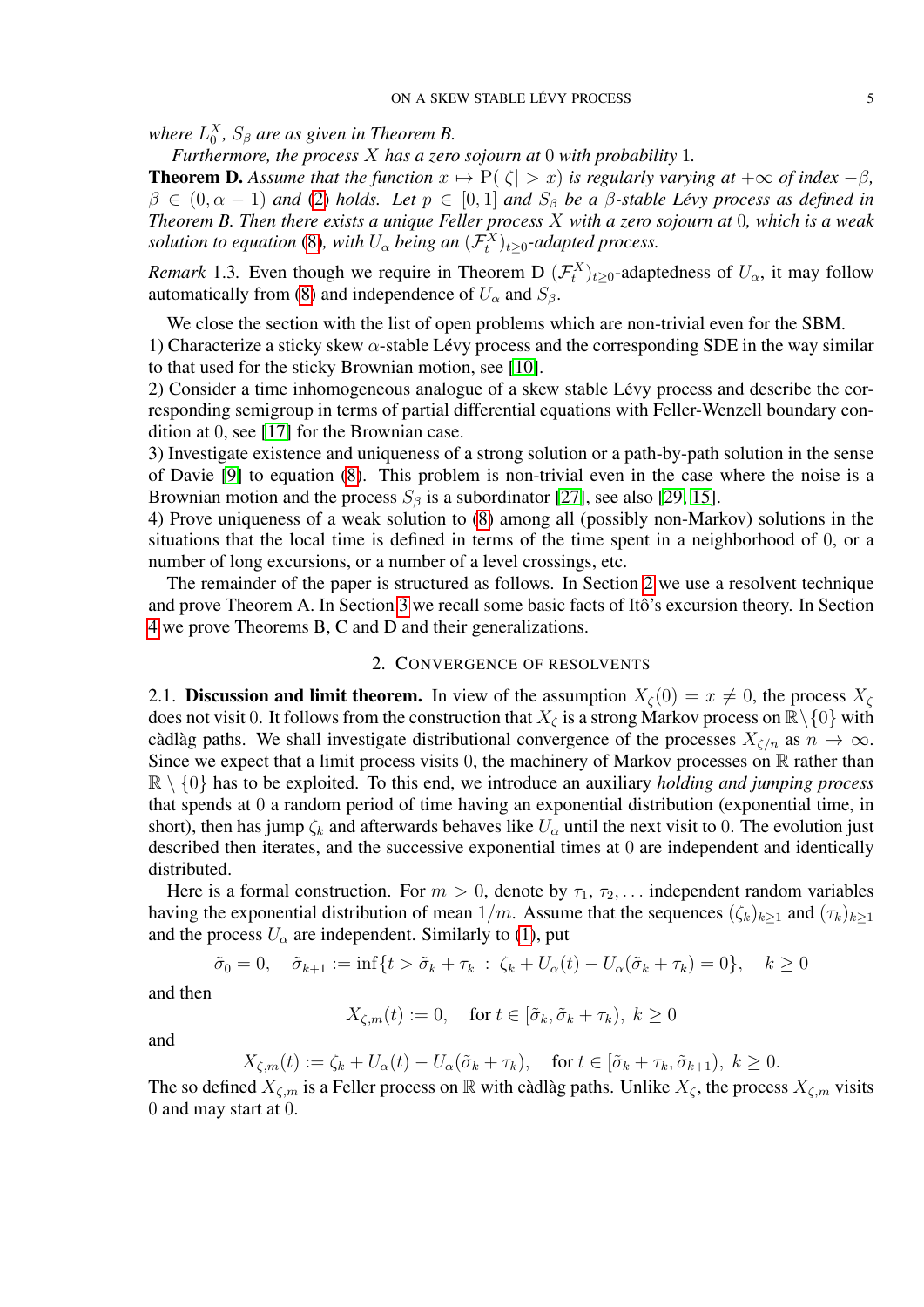*where $L_0^X$, $S_\beta$ are as given in Theorem B.*

*Furthermore, the process $X$ has a zero sojourn at $0$ with probability $1$.*

**Theorem D.** *Assume that the function $x \mapsto \mathrm{P}(|\zeta| > x)$ is regularly varying at $+\infty$ of index $-\beta$, $\beta \in (0, \alpha - 1)$ and (2) holds. Let $p \in [0, 1]$ and $S_\beta$ be a $\beta$-stable Lévy process as defined in Theorem B. Then there exists a unique Feller process $X$ with a zero sojourn at $0$, which is a weak solution to equation (8), with $U_\alpha$ being an $(\mathcal{F}_t^X)_{t\geq 0}$-adapted process.*

*Remark* 1.3. Even though we require in Theorem D $(\mathcal{F}_t^X)_{t\geq 0}$-adaptedness of $U_\alpha$, it may follow automatically from (8) and independence of $U_\alpha$ and $S_\beta$.

We close the section with the list of open problems which are non-trivial even for the SBM.

1) Characterize a sticky skew $\alpha$-stable Lévy process and the corresponding SDE in the way similar to that used for the sticky Brownian motion, see [10].

2) Consider a time inhomogeneous analogue of a skew stable Lévy process and describe the corresponding semigroup in terms of partial differential equations with Feller-Wenzell boundary condition at $0$, see [17] for the Brownian case.

3) Investigate existence and uniqueness of a strong solution or a path-by-path solution in the sense of Davie [9] to equation (8). This problem is non-trivial even in the case where the noise is a Brownian motion and the process $S_\beta$ is a subordinator [27], see also [29, 15].

4) Prove uniqueness of a weak solution to (8) among all (possibly non-Markov) solutions in the situations that the local time is defined in terms of the time spent in a neighborhood of $0$, or a number of long excursions, or a number of a level crossings, etc.

The remainder of the paper is structured as follows. In Section 2 we use a resolvent technique and prove Theorem A. In Section 3 we recall some basic facts of Itô's excursion theory. In Section 4 we prove Theorems B, C and D and their generalizations.

## 2. Convergence of resolvents

2.1. **Discussion and limit theorem.** In view of the assumption $X_\zeta(0) = x \neq 0$, the process $X_\zeta$ does not visit $0$. It follows from the construction that $X_\zeta$ is a strong Markov process on $\mathbb{R}\setminus\{0\}$ with càdlàg paths. We shall investigate distributional convergence of the processes $X_{\zeta/n}$ as $n \to \infty$. Since we expect that a limit process visits $0$, the machinery of Markov processes on $\mathbb{R}$ rather than $\mathbb{R}\setminus\{0\}$ has to be exploited. To this end, we introduce an auxiliary *holding and jumping process* that spends at $0$ a random period of time having an exponential distribution (exponential time, in short), then has jump $\zeta_k$ and afterwards behaves like $U_\alpha$ until the next visit to $0$. The evolution just described then iterates, and the successive exponential times at $0$ are independent and identically distributed.

Here is a formal construction. For $m > 0$, denote by $\tau_1, \tau_2, \ldots$ independent random variables having the exponential distribution of mean $1/m$. Assume that the sequences $(\zeta_k)_{k\geq 1}$ and $(\tau_k)_{k\geq 1}$ and the process $U_\alpha$ are independent. Similarly to (1), put

$$\tilde{\sigma}_0 = 0, \quad \tilde{\sigma}_{k+1} := \inf\{t > \tilde{\sigma}_k + \tau_k \ : \ \zeta_k + U_\alpha(t) - U_\alpha(\tilde{\sigma}_k + \tau_k) = 0\}, \quad k \geq 0$$

and then

$$X_{\zeta,m}(t) := 0, \quad \text{for } t \in [\tilde{\sigma}_k, \tilde{\sigma}_k + \tau_k), \ k \geq 0$$

and

$$X_{\zeta,m}(t) := \zeta_k + U_\alpha(t) - U_\alpha(\tilde{\sigma}_k + \tau_k), \quad \text{for } t \in [\tilde{\sigma}_k + \tau_k, \tilde{\sigma}_{k+1}), \ k \geq 0.$$

The so defined $X_{\zeta,m}$ is a Feller process on $\mathbb{R}$ with càdlàg paths. Unlike $X_\zeta$, the process $X_{\zeta,m}$ visits $0$ and may start at $0$.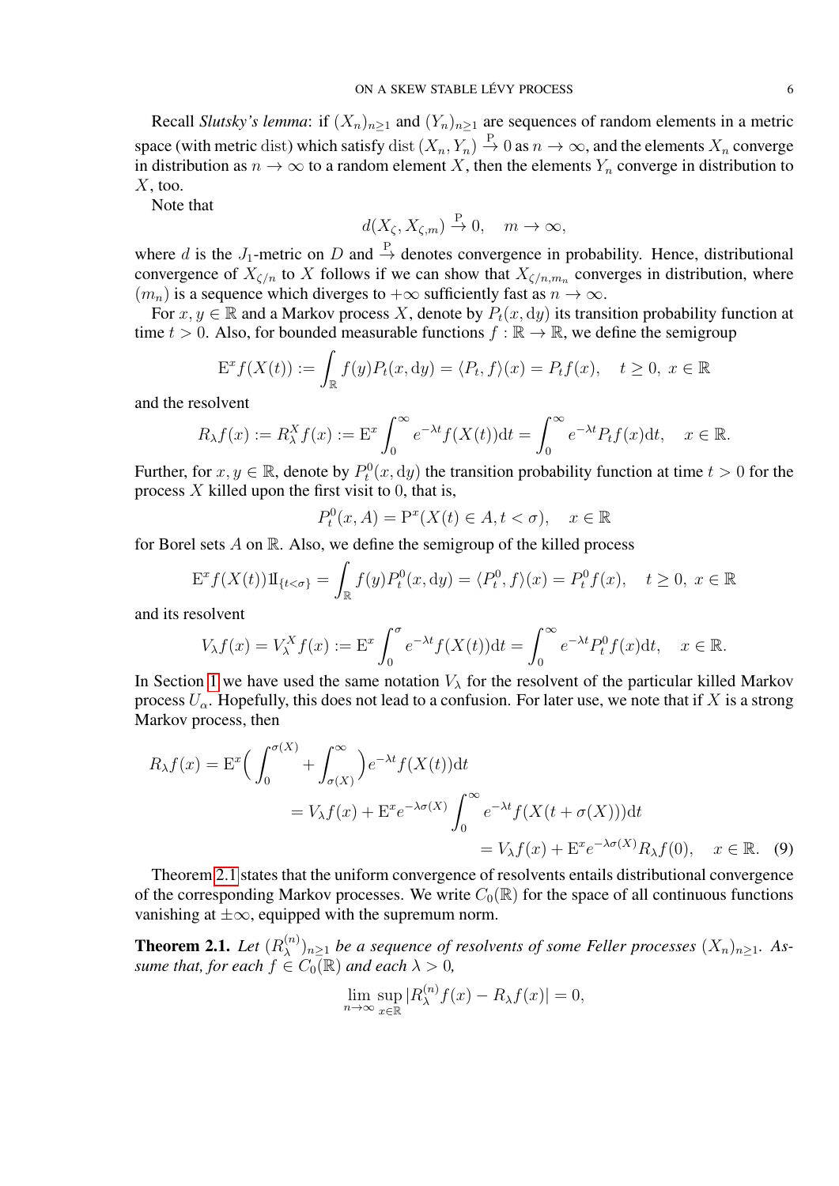Recall *Slutsky's lemma*: if $(X_n)_{n\ge 1}$ and $(Y_n)_{n\ge 1}$ are sequences of random elements in a metric space (with metric dist) which satisfy $\operatorname{dist}(X_n, Y_n) \overset{\mathrm{P}}{\to} 0$ as $n\to\infty$, and the elements $X_n$ converge in distribution as $n\to\infty$ to a random element $X$, then the elements $Y_n$ converge in distribution to $X$, too.

Note that

$$d(X_\zeta, X_{\zeta,m}) \overset{\mathrm{P}}{\to} 0, \quad m\to\infty,$$

where $d$ is the $J_1$-metric on $D$ and $\overset{\mathrm{P}}{\to}$ denotes convergence in probability. Hence, distributional convergence of $X_{\zeta/n}$ to $X$ follows if we can show that $X_{\zeta/n,m_n}$ converges in distribution, where $(m_n)$ is a sequence which diverges to $+\infty$ sufficiently fast as $n\to\infty$.

For $x, y\in\mathbb{R}$ and a Markov process $X$, denote by $P_t(x, \mathrm{d}y)$ its transition probability function at time $t>0$. Also, for bounded measurable functions $f:\mathbb{R}\to\mathbb{R}$, we define the semigroup

$$\mathrm{E}^x f(X(t)) := \int_{\mathbb{R}} f(y) P_t(x,\mathrm{d}y) = \langle P_t, f\rangle(x) = P_t f(x), \quad t\ge 0,\ x\in\mathbb{R}$$

and the resolvent

$$R_\lambda f(x) := R_\lambda^X f(x) := \mathrm{E}^x \int_0^\infty e^{-\lambda t} f(X(t))\mathrm{d}t = \int_0^\infty e^{-\lambda t} P_t f(x)\mathrm{d}t, \quad x\in\mathbb{R}.$$

Further, for $x, y\in\mathbb{R}$, denote by $P_t^0(x,\mathrm{d}y)$ the transition probability function at time $t>0$ for the process $X$ killed upon the first visit to 0, that is,

$$P_t^0(x, A) = \mathrm{P}^x(X(t)\in A, t<\sigma), \quad x\in\mathbb{R}$$

for Borel sets $A$ on $\mathbb{R}$. Also, we define the semigroup of the killed process

$$\mathrm{E}^x f(X(t))1\!\mathrm{I}_{\{t<\sigma\}} = \int_{\mathbb{R}} f(y) P_t^0(x,\mathrm{d}y) = \langle P_t^0, f\rangle(x) = P_t^0 f(x), \quad t\ge 0,\ x\in\mathbb{R}$$

and its resolvent

$$V_\lambda f(x) = V_\lambda^X f(x) := \mathrm{E}^x \int_0^\sigma e^{-\lambda t} f(X(t))\mathrm{d}t = \int_0^\infty e^{-\lambda t} P_t^0 f(x)\mathrm{d}t, \quad x\in\mathbb{R}.$$

In Section 1 we have used the same notation $V_\lambda$ for the resolvent of the particular killed Markov process $U_\alpha$. Hopefully, this does not lead to a confusion. For later use, we note that if $X$ is a strong Markov process, then

$$\begin{aligned}
R_\lambda f(x) &= \mathrm{E}^x\Big(\int_0^{\sigma(X)} + \int_{\sigma(X)}^\infty\Big) e^{-\lambda t} f(X(t))\mathrm{d}t \\
&= V_\lambda f(x) + \mathrm{E}^x e^{-\lambda\sigma(X)} \int_0^\infty e^{-\lambda t} f(X(t+\sigma(X)))\mathrm{d}t \\
&= V_\lambda f(x) + \mathrm{E}^x e^{-\lambda\sigma(X)} R_\lambda f(0), \quad x\in\mathbb{R}. \qquad (9)
\end{aligned}$$

Theorem 2.1 states that the uniform convergence of resolvents entails distributional convergence of the corresponding Markov processes. We write $C_0(\mathbb{R})$ for the space of all continuous functions vanishing at $\pm\infty$, equipped with the supremum norm.

**Theorem 2.1.** *Let $(R_\lambda^{(n)})_{n\ge 1}$ be a sequence of resolvents of some Feller processes $(X_n)_{n\ge 1}$. Assume that, for each $f\in C_0(\mathbb{R})$ and each $\lambda>0$,*

$$\lim_{n\to\infty}\sup_{x\in\mathbb{R}} |R_\lambda^{(n)} f(x) - R_\lambda f(x)| = 0,$$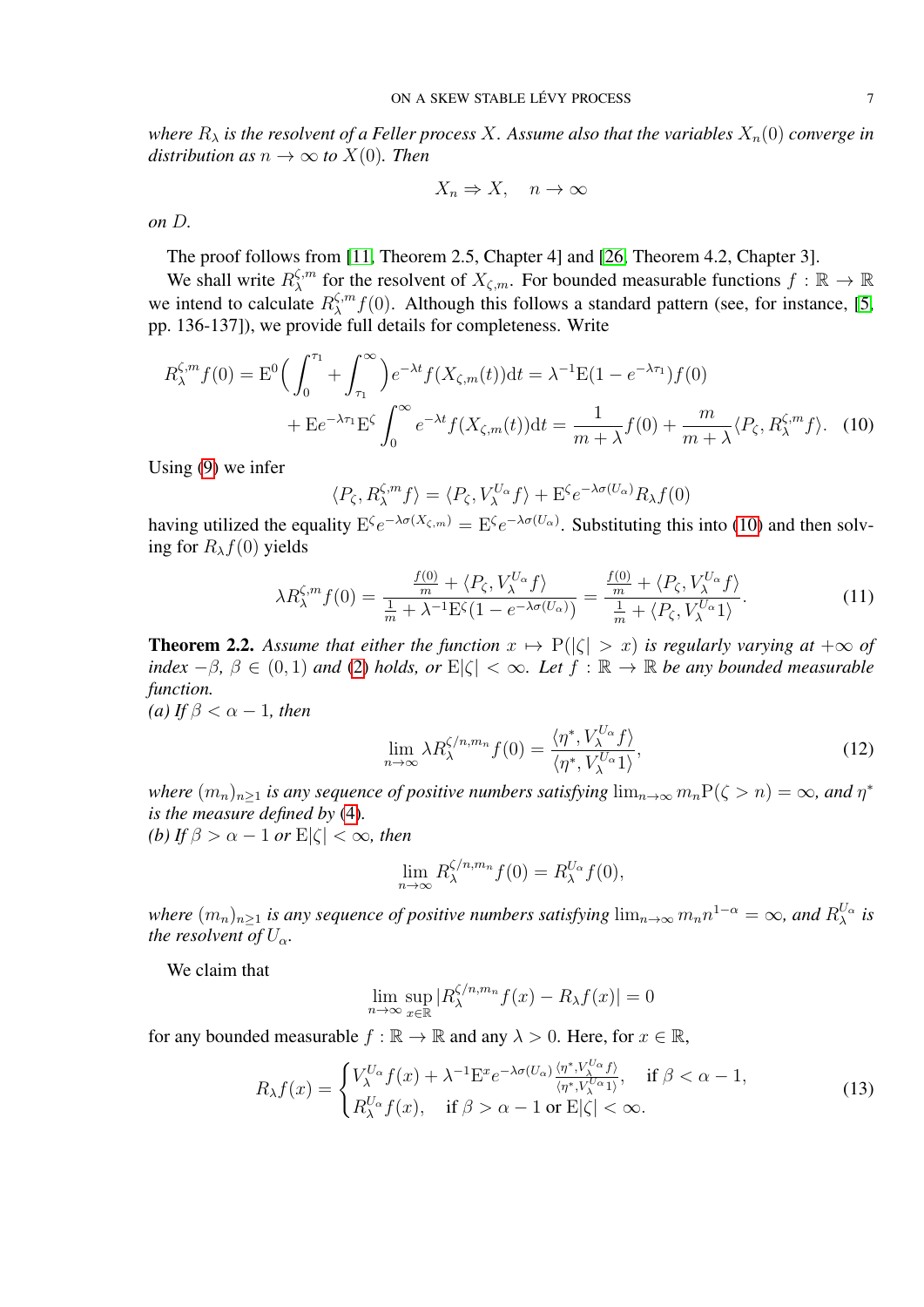*where $R_\lambda$ is the resolvent of a Feller process $X$. Assume also that the variables $X_n(0)$ converge in distribution as $n \to \infty$ to $X(0)$. Then*

$$X_n \Rightarrow X, \quad n \to \infty$$

*on $D$.*

The proof follows from [11, Theorem 2.5, Chapter 4] and [26, Theorem 4.2, Chapter 3].

We shall write $R_\lambda^{\zeta,m}$ for the resolvent of $X_{\zeta,m}$. For bounded measurable functions $f : \mathbb{R} \to \mathbb{R}$ we intend to calculate $R_\lambda^{\zeta,m} f(0)$. Although this follows a standard pattern (see, for instance, [5, pp. 136-137]), we provide full details for completeness. Write

$$\begin{aligned} R_\lambda^{\zeta,m} f(0) &= \mathrm{E}^0\Big(\int_0^{\tau_1} + \int_{\tau_1}^\infty\Big) e^{-\lambda t} f(X_{\zeta,m}(t)) \mathrm{d}t = \lambda^{-1}\mathrm{E}(1 - e^{-\lambda\tau_1}) f(0) \\ &+ \mathrm{E} e^{-\lambda\tau_1} \mathrm{E}^\zeta \int_0^\infty e^{-\lambda t} f(X_{\zeta,m}(t)) \mathrm{d}t = \frac{1}{m+\lambda} f(0) + \frac{m}{m+\lambda}\langle P_\zeta, R_\lambda^{\zeta,m} f\rangle. \quad (10) \end{aligned}$$

Using (9) we infer

$$\langle P_\zeta, R_\lambda^{\zeta,m} f\rangle = \langle P_\zeta, V_\lambda^{U_\alpha} f\rangle + \mathrm{E}^\zeta e^{-\lambda\sigma(U_\alpha)} R_\lambda f(0)$$

having utilized the equality $\mathrm{E}^\zeta e^{-\lambda\sigma(X_{\zeta,m})} = \mathrm{E}^\zeta e^{-\lambda\sigma(U_\alpha)}$. Substituting this into (10) and then solving for $R_\lambda f(0)$ yields

$$\lambda R_\lambda^{\zeta,m} f(0) = \frac{\frac{f(0)}{m} + \langle P_\zeta, V_\lambda^{U_\alpha} f\rangle}{\frac{1}{m} + \lambda^{-1}\mathrm{E}^\zeta(1 - e^{-\lambda\sigma(U_\alpha)})} = \frac{\frac{f(0)}{m} + \langle P_\zeta, V_\lambda^{U_\alpha} f\rangle}{\frac{1}{m} + \langle P_\zeta, V_\lambda^{U_\alpha} 1\rangle}. \quad (11)$$

**Theorem 2.2.** *Assume that either the function $x \mapsto \mathrm{P}(|\zeta| > x)$ is regularly varying at $+\infty$ of index $-\beta$, $\beta \in (0, 1)$ and (2) holds, or $\mathrm{E}|\zeta| < \infty$. Let $f : \mathbb{R} \to \mathbb{R}$ be any bounded measurable function.*
*(a) If $\beta < \alpha - 1$, then*

$$\lim_{n\to\infty} \lambda R_\lambda^{\zeta/n, m_n} f(0) = \frac{\langle \eta^*, V_\lambda^{U_\alpha} f\rangle}{\langle \eta^*, V_\lambda^{U_\alpha} 1\rangle}, \quad (12)$$

*where $(m_n)_{n\geq 1}$ is any sequence of positive numbers satisfying $\lim_{n\to\infty} m_n \mathrm{P}(\zeta > n) = \infty$, and $\eta^*$ is the measure defined by (4).*
*(b) If $\beta > \alpha - 1$ or $\mathrm{E}|\zeta| < \infty$, then*

$$\lim_{n\to\infty} R_\lambda^{\zeta/n, m_n} f(0) = R_\lambda^{U_\alpha} f(0),$$

*where $(m_n)_{n\geq 1}$ is any sequence of positive numbers satisfying $\lim_{n\to\infty} m_n n^{1-\alpha} = \infty$, and $R_\lambda^{U_\alpha}$ is the resolvent of $U_\alpha$.*

We claim that

$$\lim_{n\to\infty} \sup_{x\in\mathbb{R}} |R_\lambda^{\zeta/n, m_n} f(x) - R_\lambda f(x)| = 0$$

for any bounded measurable $f : \mathbb{R} \to \mathbb{R}$ and any $\lambda > 0$. Here, for $x \in \mathbb{R}$,

$$R_\lambda f(x) = \begin{cases} V_\lambda^{U_\alpha} f(x) + \lambda^{-1}\mathrm{E}^x e^{-\lambda\sigma(U_\alpha)} \frac{\langle \eta^*, V_\lambda^{U_\alpha} f\rangle}{\langle \eta^*, V_\lambda^{U_\alpha} 1\rangle}, & \text{if } \beta < \alpha - 1, \\ R_\lambda^{U_\alpha} f(x), \quad \text{if } \beta > \alpha - 1 \text{ or } \mathrm{E}|\zeta| < \infty. \end{cases} \quad (13)$$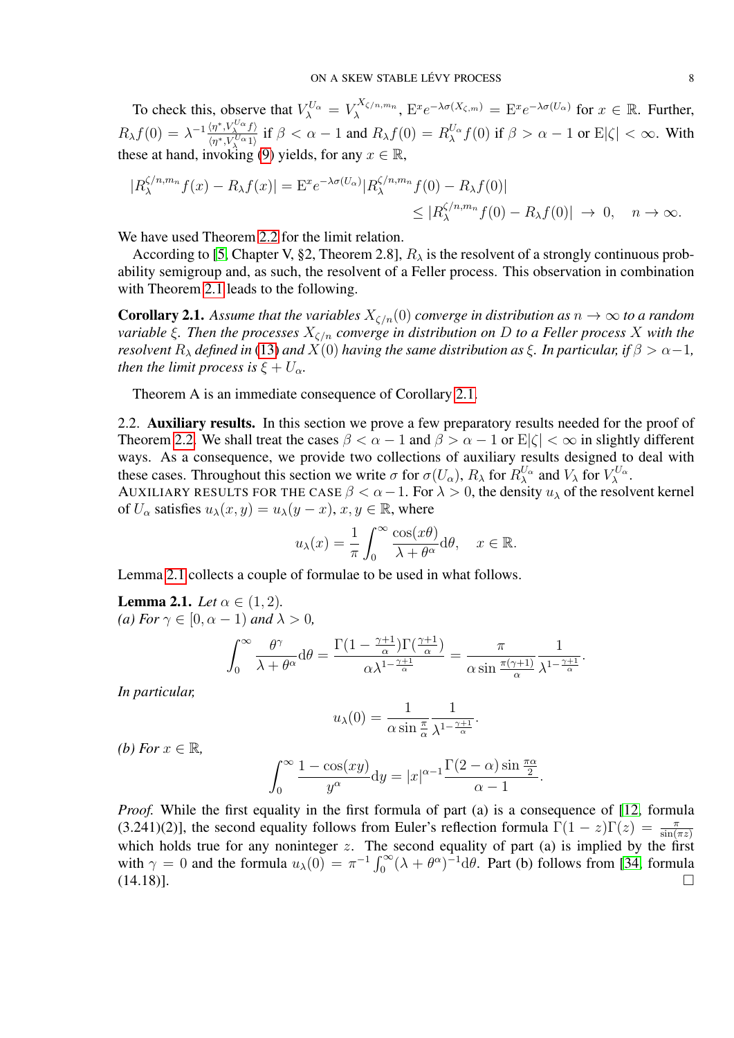To check this, observe that $V_\lambda^{U_\alpha} = V_\lambda^{X_{\zeta/n,m_n}}$, $\mathrm{E}^x e^{-\lambda\sigma(X_{\zeta,m})} = \mathrm{E}^x e^{-\lambda\sigma(U_\alpha)}$ for $x \in \mathbb{R}$. Further, $R_\lambda f(0) = \lambda^{-1}\frac{\langle \eta^*, V_\lambda^{U_\alpha} f\rangle}{\langle \eta^*, V_\lambda^{U_\alpha} 1\rangle}$ if $\beta < \alpha - 1$ and $R_\lambda f(0) = R_\lambda^{U_\alpha} f(0)$ if $\beta > \alpha - 1$ or $\mathrm{E}|\zeta| < \infty$. With these at hand, invoking (9) yields, for any $x \in \mathbb{R}$,

$$|R_\lambda^{\zeta/n,m_n} f(x) - R_\lambda f(x)| = \mathrm{E}^x e^{-\lambda\sigma(U_\alpha)} |R_\lambda^{\zeta/n,m_n} f(0) - R_\lambda f(0)|$$
$$\leq |R_\lambda^{\zeta/n,m_n} f(0) - R_\lambda f(0)| \ \to\ 0, \quad n \to \infty.$$

We have used Theorem 2.2 for the limit relation.

According to [5, Chapter V, §2, Theorem 2.8], $R_\lambda$ is the resolvent of a strongly continuous probability semigroup and, as such, the resolvent of a Feller process. This observation in combination with Theorem 2.1 leads to the following.

**Corollary 2.1.** *Assume that the variables $X_{\zeta/n}(0)$ converge in distribution as $n \to \infty$ to a random variable $\xi$. Then the processes $X_{\zeta/n}$ converge in distribution on $D$ to a Feller process $X$ with the resolvent $R_\lambda$ defined in (13) and $X(0)$ having the same distribution as $\xi$. In particular, if $\beta > \alpha - 1$, then the limit process is $\xi + U_\alpha$.*

Theorem A is an immediate consequence of Corollary 2.1.

2.2. **Auxiliary results.** In this section we prove a few preparatory results needed for the proof of Theorem 2.2. We shall treat the cases $\beta < \alpha - 1$ and $\beta > \alpha - 1$ or $\mathrm{E}|\zeta| < \infty$ in slightly different ways. As a consequence, we provide two collections of auxiliary results designed to deal with these cases. Throughout this section we write $\sigma$ for $\sigma(U_\alpha)$, $R_\lambda$ for $R_\lambda^{U_\alpha}$ and $V_\lambda$ for $V_\lambda^{U_\alpha}$.

AUXILIARY RESULTS FOR THE CASE $\beta < \alpha - 1$. For $\lambda > 0$, the density $u_\lambda$ of the resolvent kernel of $U_\alpha$ satisfies $u_\lambda(x, y) = u_\lambda(y - x)$, $x, y \in \mathbb{R}$, where

$$u_\lambda(x) = \frac{1}{\pi}\int_0^\infty \frac{\cos(x\theta)}{\lambda + \theta^\alpha}\mathrm{d}\theta, \quad x \in \mathbb{R}.$$

Lemma 2.1 collects a couple of formulae to be used in what follows.

**Lemma 2.1.** *Let $\alpha \in (1, 2)$.*
*(a) For $\gamma \in [0, \alpha - 1)$ and $\lambda > 0$,*

$$\int_0^\infty \frac{\theta^\gamma}{\lambda + \theta^\alpha}\mathrm{d}\theta = \frac{\Gamma(1 - \frac{\gamma+1}{\alpha})\Gamma(\frac{\gamma+1}{\alpha})}{\alpha\lambda^{1-\frac{\gamma+1}{\alpha}}} = \frac{\pi}{\alpha\sin\frac{\pi(\gamma+1)}{\alpha}}\frac{1}{\lambda^{1-\frac{\gamma+1}{\alpha}}}.$$

*In particular,*

$$u_\lambda(0) = \frac{1}{\alpha\sin\frac{\pi}{\alpha}}\frac{1}{\lambda^{1-\frac{\gamma+1}{\alpha}}}.$$

*(b) For $x \in \mathbb{R}$,*

$$\int_0^\infty \frac{1 - \cos(xy)}{y^\alpha}\mathrm{d}y = |x|^{\alpha-1}\frac{\Gamma(2-\alpha)\sin\frac{\pi\alpha}{2}}{\alpha - 1}.$$

*Proof.* While the first equality in the first formula of part (a) is a consequence of [12, formula (3.241)(2)], the second equality follows from Euler's reflection formula $\Gamma(1-z)\Gamma(z) = \frac{\pi}{\sin(\pi z)}$ which holds true for any noninteger $z$. The second equality of part (a) is implied by the first with $\gamma = 0$ and the formula $u_\lambda(0) = \pi^{-1}\int_0^\infty(\lambda + \theta^\alpha)^{-1}\mathrm{d}\theta$. Part (b) follows from [34, formula (14.18)]. □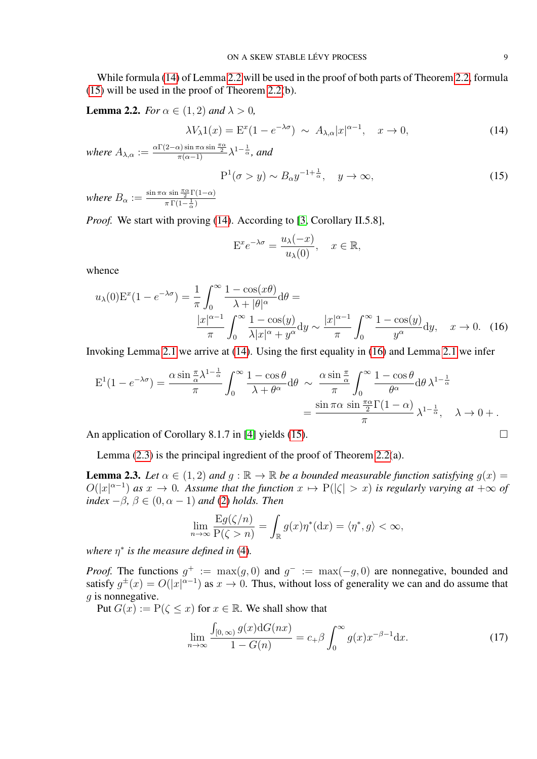While formula (14) of Lemma 2.2 will be used in the proof of both parts of Theorem 2.2, formula (15) will be used in the proof of Theorem 2.2(b).

**Lemma 2.2.** *For $\alpha \in (1,2)$ and $\lambda > 0$,*

$$\lambda V_\lambda 1(x) = \mathrm{E}^x(1 - e^{-\lambda\sigma}) \;\sim\; A_{\lambda,\alpha}|x|^{\alpha-1}, \quad x \to 0, \tag{14}$$

*where $A_{\lambda,\alpha} := \frac{\alpha\Gamma(2-\alpha)\sin\pi\alpha\sin\frac{\pi\alpha}{2}}{\pi(\alpha-1)}\lambda^{1-\frac{1}{\alpha}}$, and*

$$\mathrm{P}^1(\sigma > y) \sim B_\alpha y^{-1+\frac{1}{\alpha}}, \quad y \to \infty, \tag{15}$$

*where $B_\alpha := \frac{\sin\pi\alpha\,\sin\frac{\pi\alpha}{2}\Gamma(1-\alpha)}{\pi\,\Gamma(1-\frac{1}{\alpha})}$*

*Proof.* We start with proving (14). According to [3, Corollary II.5.8],

$$\mathrm{E}^x e^{-\lambda\sigma} = \frac{u_\lambda(-x)}{u_\lambda(0)}, \quad x \in \mathbb{R},$$

whence

$$u_\lambda(0)\mathrm{E}^x(1 - e^{-\lambda\sigma}) = \frac{1}{\pi}\int_0^\infty \frac{1-\cos(x\theta)}{\lambda + |\theta|^\alpha}\mathrm{d}\theta = \frac{|x|^{\alpha-1}}{\pi}\int_0^\infty \frac{1-\cos(y)}{\lambda|x|^\alpha + y^\alpha}\mathrm{d}y \sim \frac{|x|^{\alpha-1}}{\pi}\int_0^\infty \frac{1-\cos(y)}{y^\alpha}\mathrm{d}y, \quad x \to 0. \tag{16}$$

Invoking Lemma 2.1 we arrive at (14). Using the first equality in (16) and Lemma 2.1 we infer

$$\mathrm{E}^1(1 - e^{-\lambda\sigma}) = \frac{\alpha\sin\frac{\pi}{\alpha}\lambda^{1-\frac{1}{\alpha}}}{\pi}\int_0^\infty \frac{1-\cos\theta}{\lambda + \theta^\alpha}\mathrm{d}\theta \;\sim\; \frac{\alpha\sin\frac{\pi}{\alpha}}{\pi}\int_0^\infty \frac{1-\cos\theta}{\theta^\alpha}\mathrm{d}\theta\,\lambda^{1-\frac{1}{\alpha}} = \frac{\sin\pi\alpha\,\sin\frac{\pi\alpha}{2}\Gamma(1-\alpha)}{\pi}\,\lambda^{1-\frac{1}{\alpha}}, \quad \lambda \to 0+.$$

An application of Corollary 8.1.7 in [4] yields (15). $\square$

Lemma (2.3) is the principal ingredient of the proof of Theorem 2.2(a).

**Lemma 2.3.** *Let $\alpha \in (1,2)$ and $g : \mathbb{R} \to \mathbb{R}$ be a bounded measurable function satisfying $g(x) = O(|x|^{\alpha-1})$ as $x \to 0$. Assume that the function $x \mapsto \mathrm{P}(|\zeta| > x)$ is regularly varying at $+\infty$ of index $-\beta$, $\beta \in (0, \alpha-1)$ and (2) holds. Then*

$$\lim_{n\to\infty}\frac{\mathrm{E}g(\zeta/n)}{\mathrm{P}(\zeta > n)} = \int_{\mathbb{R}} g(x)\eta^*(\mathrm{d}x) = \langle \eta^*, g\rangle < \infty,$$

*where $\eta^*$ is the measure defined in (4).*

*Proof.* The functions $g^+ := \max(g, 0)$ and $g^- := \max(-g, 0)$ are nonnegative, bounded and satisfy $g^\pm(x) = O(|x|^{\alpha-1})$ as $x \to 0$. Thus, without loss of generality we can and do assume that $g$ is nonnegative.

Put $G(x) := \mathrm{P}(\zeta \le x)$ for $x \in \mathbb{R}$. We shall show that

$$\lim_{n\to\infty}\frac{\int_{[0,\infty)} g(x)\mathrm{d}G(nx)}{1 - G(n)} = c_+\beta\int_0^\infty g(x)x^{-\beta-1}\mathrm{d}x. \tag{17}$$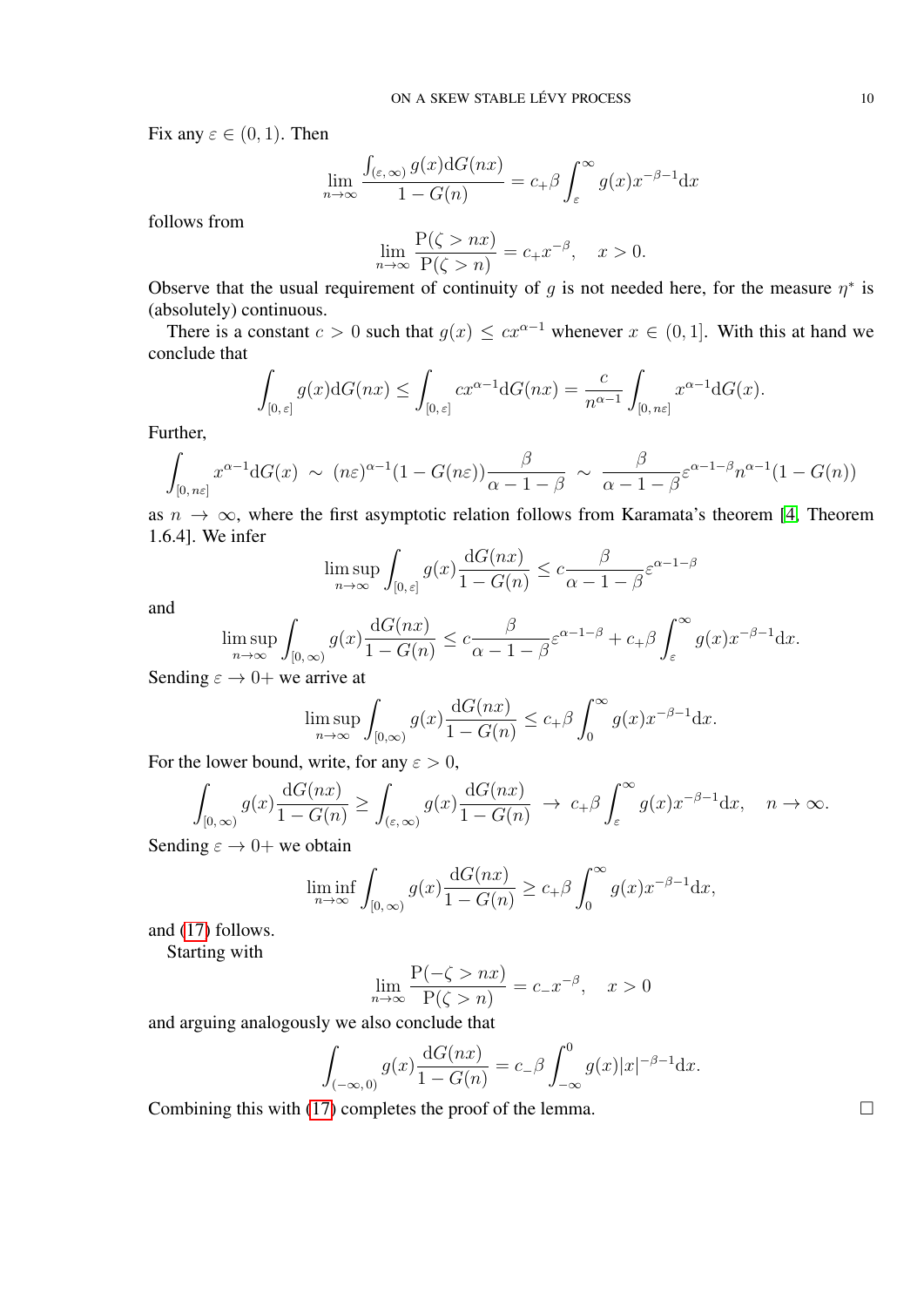Fix any $\varepsilon \in (0, 1)$. Then

$$\lim_{n\to\infty} \frac{\int_{(\varepsilon,\infty)} g(x)\mathrm{d}G(nx)}{1-G(n)} = c_+\beta \int_\varepsilon^\infty g(x)x^{-\beta-1}\mathrm{d}x$$

follows from

$$\lim_{n\to\infty} \frac{\mathrm{P}(\zeta > nx)}{\mathrm{P}(\zeta > n)} = c_+ x^{-\beta}, \quad x > 0.$$

Observe that the usual requirement of continuity of $g$ is not needed here, for the measure $\eta^*$ is (absolutely) continuous.

There is a constant $c > 0$ such that $g(x) \le cx^{\alpha-1}$ whenever $x \in (0, 1]$. With this at hand we conclude that

$$\int_{[0,\,\varepsilon]} g(x)\mathrm{d}G(nx) \le \int_{[0,\,\varepsilon]} cx^{\alpha-1}\mathrm{d}G(nx) = \frac{c}{n^{\alpha-1}} \int_{[0,\,n\varepsilon]} x^{\alpha-1}\mathrm{d}G(x).$$

Further,

$$\int_{[0,\,n\varepsilon]} x^{\alpha-1}\mathrm{d}G(x) \;\sim\; (n\varepsilon)^{\alpha-1}(1-G(n\varepsilon))\frac{\beta}{\alpha-1-\beta} \;\sim\; \frac{\beta}{\alpha-1-\beta}\varepsilon^{\alpha-1-\beta}n^{\alpha-1}(1-G(n))$$

as $n \to \infty$, where the first asymptotic relation follows from Karamata's theorem [4, Theorem 1.6.4]. We infer

$$\limsup_{n\to\infty} \int_{[0,\,\varepsilon]} g(x)\frac{\mathrm{d}G(nx)}{1-G(n)} \le c\frac{\beta}{\alpha-1-\beta}\varepsilon^{\alpha-1-\beta}$$

and

$$\limsup_{n\to\infty} \int_{[0,\,\infty)} g(x)\frac{\mathrm{d}G(nx)}{1-G(n)} \le c\frac{\beta}{\alpha-1-\beta}\varepsilon^{\alpha-1-\beta} + c_+\beta\int_\varepsilon^\infty g(x)x^{-\beta-1}\mathrm{d}x.$$

Sending $\varepsilon \to 0+$ we arrive at

$$\limsup_{n\to\infty} \int_{[0,\infty)} g(x)\frac{\mathrm{d}G(nx)}{1-G(n)} \le c_+\beta\int_0^\infty g(x)x^{-\beta-1}\mathrm{d}x.$$

For the lower bound, write, for any $\varepsilon > 0$,

$$\int_{[0,\,\infty)} g(x)\frac{\mathrm{d}G(nx)}{1-G(n)} \ge \int_{(\varepsilon,\,\infty)} g(x)\frac{\mathrm{d}G(nx)}{1-G(n)} \;\to\; c_+\beta\int_\varepsilon^\infty g(x)x^{-\beta-1}\mathrm{d}x, \quad n\to\infty.$$

Sending $\varepsilon \to 0+$ we obtain

$$\liminf_{n\to\infty} \int_{[0,\,\infty)} g(x)\frac{\mathrm{d}G(nx)}{1-G(n)} \ge c_+\beta\int_0^\infty g(x)x^{-\beta-1}\mathrm{d}x,$$

and (17) follows.

Starting with

$$\lim_{n\to\infty} \frac{\mathrm{P}(-\zeta > nx)}{\mathrm{P}(\zeta > n)} = c_- x^{-\beta}, \quad x > 0$$

and arguing analogously we also conclude that

$$\int_{(-\infty,\,0)} g(x)\frac{\mathrm{d}G(nx)}{1-G(n)} = c_-\beta\int_{-\infty}^0 g(x)|x|^{-\beta-1}\mathrm{d}x.$$

Combining this with (17) completes the proof of the lemma. $\square$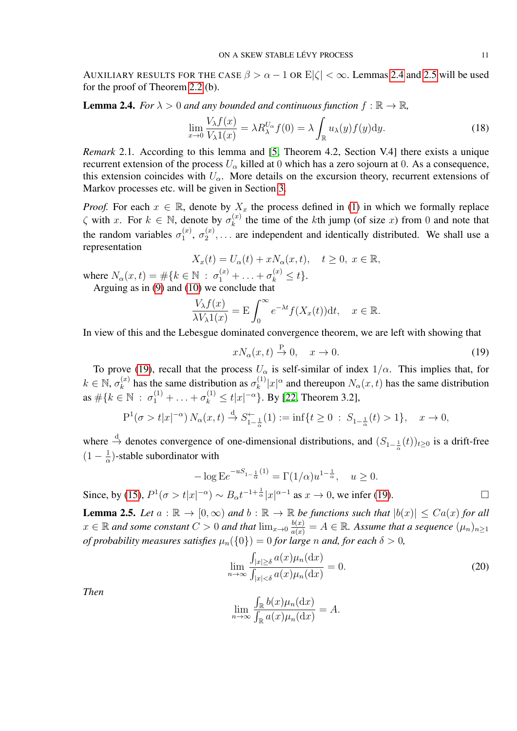AUXILIARY RESULTS FOR THE CASE $\beta > \alpha - 1$ OR $\mathrm{E}|\zeta| < \infty$. Lemmas 2.4 and 2.5 will be used for the proof of Theorem 2.2 (b).

**Lemma 2.4.** *For $\lambda > 0$ and any bounded and continuous function $f : \mathbb{R} \to \mathbb{R}$,*

$$\lim_{x \to 0} \frac{V_\lambda f(x)}{V_\lambda 1(x)} = \lambda R_\lambda^{U_\alpha} f(0) = \lambda \int_{\mathbb{R}} u_\lambda(y) f(y) \mathrm{d}y. \tag{18}$$

*Remark* 2.1. According to this lemma and [5, Theorem 4.2, Section V.4] there exists a unique recurrent extension of the process $U_\alpha$ killed at 0 which has a zero sojourn at 0. As a consequence, this extension coincides with $U_\alpha$. More details on the excursion theory, recurrent extensions of Markov processes etc. will be given in Section 3.

*Proof.* For each $x \in \mathbb{R}$, denote by $X_x$ the process defined in (1) in which we formally replace $\zeta$ with $x$. For $k \in \mathbb{N}$, denote by $\sigma_k^{(x)}$ the time of the $k$th jump (of size $x$) from 0 and note that the random variables $\sigma_1^{(x)}$, $\sigma_2^{(x)}, \ldots$ are independent and identically distributed. We shall use a representation

$$X_x(t) = U_\alpha(t) + x N_\alpha(x,t), \quad t \geq 0, \ x \in \mathbb{R},$$

where $N_\alpha(x,t) = \#\{k \in \mathbb{N} \, : \, \sigma_1^{(x)} + \ldots + \sigma_k^{(x)} \leq t\}$.

Arguing as in (9) and (10) we conclude that

$$\frac{V_\lambda f(x)}{\lambda V_\lambda 1(x)} = \mathrm{E} \int_0^\infty e^{-\lambda t} f(X_x(t)) \mathrm{d}t, \quad x \in \mathbb{R}.$$

In view of this and the Lebesgue dominated convergence theorem, we are left with showing that

$$x N_\alpha(x,t) \overset{\mathrm{P}}{\to} 0, \quad x \to 0. \tag{19}$$

To prove (19), recall that the process $U_\alpha$ is self-similar of index $1/\alpha$. This implies that, for $k \in \mathbb{N}$, $\sigma_k^{(x)}$ has the same distribution as $\sigma_k^{(1)} |x|^\alpha$ and thereupon $N_\alpha(x,t)$ has the same distribution as $\#\{k \in \mathbb{N} \, : \, \sigma_1^{(1)} + \ldots + \sigma_k^{(1)} \leq t|x|^{-\alpha}\}$. By [22, Theorem 3.2],

$$\mathrm{P}^1(\sigma > t|x|^{-\alpha}) \, N_\alpha(x,t) \overset{\mathrm{d}}{\to} S^{\leftarrow}_{1-\frac{1}{\alpha}}(1) := \inf\{t \geq 0 \, : \, S_{1-\frac{1}{\alpha}}(t) > 1\}, \quad x \to 0,$$

where $\overset{\mathrm{d}}{\to}$ denotes convergence of one-dimensional distributions, and $(S_{1-\frac{1}{\alpha}}(t))_{t \geq 0}$ is a drift-free $(1 - \frac{1}{\alpha})$-stable subordinator with

$$-\log \mathrm{E} e^{-u S_{1-\frac{1}{\alpha}}(1)} = \Gamma(1/\alpha) u^{1-\frac{1}{\alpha}}, \quad u \geq 0.$$

Since, by (15), $P^1(\sigma > t|x|^{-\alpha}) \sim B_\alpha t^{-1+\frac{1}{\alpha}} |x|^{\alpha-1}$ as $x \to 0$, we infer (19). $\square$

**Lemma 2.5.** *Let $a : \mathbb{R} \to [0, \infty)$ and $b : \mathbb{R} \to \mathbb{R}$ be functions such that $|b(x)| \leq C a(x)$ for all $x \in \mathbb{R}$ and some constant $C > 0$ and that $\lim_{x \to 0} \frac{b(x)}{a(x)} = A \in \mathbb{R}$. Assume that a sequence $(\mu_n)_{n \geq 1}$ of probability measures satisfies $\mu_n(\{0\}) = 0$ for large $n$ and, for each $\delta > 0$,*

$$\lim_{n \to \infty} \frac{\int_{|x| \geq \delta} a(x) \mu_n(\mathrm{d}x)}{\int_{|x| < \delta} a(x) \mu_n(\mathrm{d}x)} = 0. \tag{20}$$

*Then*

$$\lim_{n \to \infty} \frac{\int_{\mathbb{R}} b(x) \mu_n(\mathrm{d}x)}{\int_{\mathbb{R}} a(x) \mu_n(\mathrm{d}x)} = A.$$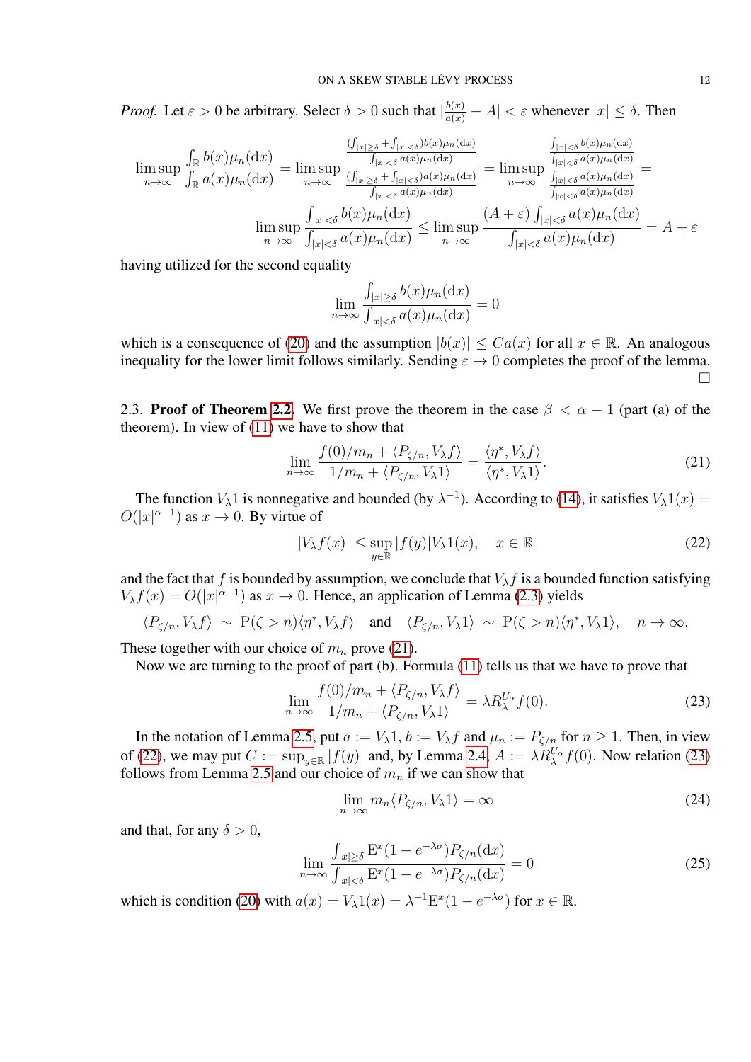*Proof.* Let $\varepsilon > 0$ be arbitrary. Select $\delta > 0$ such that $|\frac{b(x)}{a(x)} - A| < \varepsilon$ whenever $|x| \leq \delta$. Then

$$\limsup_{n\to\infty} \frac{\int_{\mathbb{R}} b(x)\mu_n(\mathrm{d}x)}{\int_{\mathbb{R}} a(x)\mu_n(\mathrm{d}x)} = \limsup_{n\to\infty} \frac{\frac{(\int_{|x|\geq\delta}+\int_{|x|<\delta})b(x)\mu_n(\mathrm{d}x)}{\int_{|x|<\delta} a(x)\mu_n(\mathrm{d}x)}}{\frac{(\int_{|x|\geq\delta}+\int_{|x|<\delta})a(x)\mu_n(\mathrm{d}x)}{\int_{|x|<\delta} a(x)\mu_n(\mathrm{d}x)}} = \limsup_{n\to\infty} \frac{\frac{\int_{|x|<\delta} b(x)\mu_n(\mathrm{d}x)}{\int_{|x|<\delta} a(x)\mu_n(\mathrm{d}x)}}{\frac{\int_{|x|<\delta} a(x)\mu_n(\mathrm{d}x)}{\int_{|x|<\delta} a(x)\mu_n(\mathrm{d}x)}} =$$

$$\limsup_{n\to\infty} \frac{\int_{|x|<\delta} b(x)\mu_n(\mathrm{d}x)}{\int_{|x|<\delta} a(x)\mu_n(\mathrm{d}x)} \leq \limsup_{n\to\infty} \frac{(A+\varepsilon)\int_{|x|<\delta} a(x)\mu_n(\mathrm{d}x)}{\int_{|x|<\delta} a(x)\mu_n(\mathrm{d}x)} = A+\varepsilon$$

having utilized for the second equality

$$\lim_{n\to\infty} \frac{\int_{|x|\geq\delta} b(x)\mu_n(\mathrm{d}x)}{\int_{|x|<\delta} a(x)\mu_n(\mathrm{d}x)} = 0$$

which is a consequence of (20) and the assumption $|b(x)| \leq Ca(x)$ for all $x \in \mathbb{R}$. An analogous inequality for the lower limit follows similarly. Sending $\varepsilon \to 0$ completes the proof of the lemma. $\square$

2.3. **Proof of Theorem 2.2.** We first prove the theorem in the case $\beta < \alpha - 1$ (part (a) of the theorem). In view of (11) we have to show that

$$\lim_{n\to\infty} \frac{f(0)/m_n + \langle P_{\zeta/n}, V_\lambda f\rangle}{1/m_n + \langle P_{\zeta/n}, V_\lambda 1\rangle} = \frac{\langle \eta^*, V_\lambda f\rangle}{\langle \eta^*, V_\lambda 1\rangle}. \tag{21}$$

The function $V_\lambda 1$ is nonnegative and bounded (by $\lambda^{-1}$). According to (14), it satisfies $V_\lambda 1(x) = O(|x|^{\alpha-1})$ as $x \to 0$. By virtue of

$$|V_\lambda f(x)| \leq \sup_{y\in\mathbb{R}} |f(y)| V_\lambda 1(x), \quad x \in \mathbb{R} \tag{22}$$

and the fact that $f$ is bounded by assumption, we conclude that $V_\lambda f$ is a bounded function satisfying $V_\lambda f(x) = O(|x|^{\alpha-1})$ as $x \to 0$. Hence, an application of Lemma (2.3) yields

$$\langle P_{\zeta/n}, V_\lambda f\rangle \sim \mathrm{P}(\zeta > n)\langle \eta^*, V_\lambda f\rangle \quad \text{and} \quad \langle P_{\zeta/n}, V_\lambda 1\rangle \sim \mathrm{P}(\zeta > n)\langle \eta^*, V_\lambda 1\rangle, \quad n \to \infty.$$

These together with our choice of $m_n$ prove (21).

Now we are turning to the proof of part (b). Formula (11) tells us that we have to prove that

$$\lim_{n\to\infty} \frac{f(0)/m_n + \langle P_{\zeta/n}, V_\lambda f\rangle}{1/m_n + \langle P_{\zeta/n}, V_\lambda 1\rangle} = \lambda R_\lambda^{U_\alpha} f(0). \tag{23}$$

In the notation of Lemma 2.5, put $a := V_\lambda 1$, $b := V_\lambda f$ and $\mu_n := P_{\zeta/n}$ for $n \geq 1$. Then, in view of (22), we may put $C := \sup_{y\in\mathbb{R}} |f(y)|$ and, by Lemma 2.4, $A := \lambda R_\lambda^{U_\alpha} f(0)$. Now relation (23) follows from Lemma 2.5 and our choice of $m_n$ if we can show that

$$\lim_{n\to\infty} m_n \langle P_{\zeta/n}, V_\lambda 1\rangle = \infty \tag{24}$$

and that, for any $\delta > 0$,

$$\lim_{n\to\infty} \frac{\int_{|x|\geq\delta} \mathrm{E}^x(1 - e^{-\lambda\sigma}) P_{\zeta/n}(\mathrm{d}x)}{\int_{|x|<\delta} \mathrm{E}^x(1 - e^{-\lambda\sigma}) P_{\zeta/n}(\mathrm{d}x)} = 0 \tag{25}$$

which is condition (20) with $a(x) = V_\lambda 1(x) = \lambda^{-1}\mathrm{E}^x(1 - e^{-\lambda\sigma})$ for $x \in \mathbb{R}$.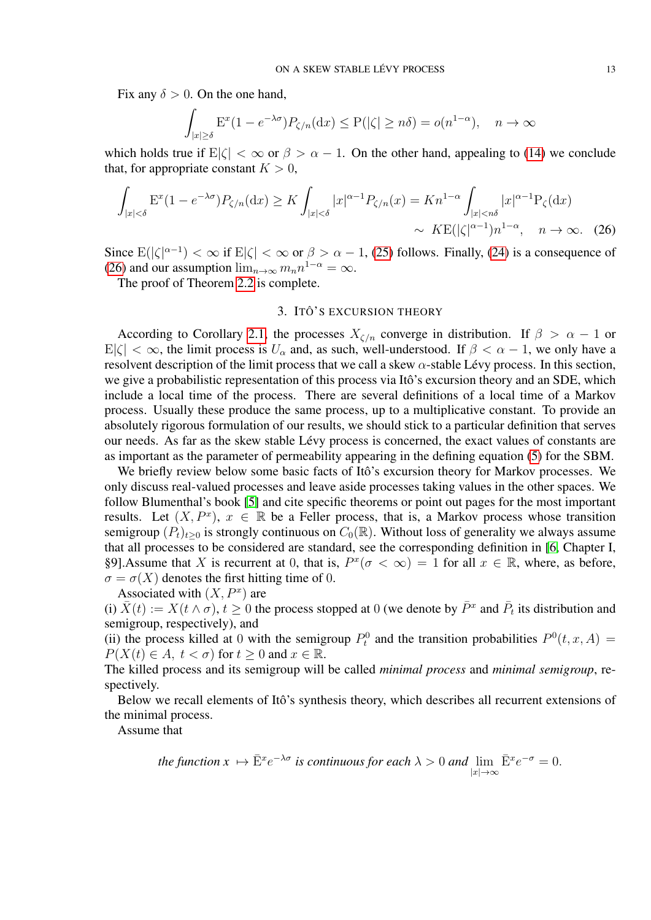Fix any $\delta > 0$. On the one hand,

$$\int_{|x|\geq\delta} \mathrm{E}^x(1-e^{-\lambda\sigma})P_{\zeta/n}(\mathrm{d}x) \leq \mathrm{P}(|\zeta| \geq n\delta) = o(n^{1-\alpha}), \quad n\to\infty$$

which holds true if $\mathrm{E}|\zeta| < \infty$ or $\beta > \alpha - 1$. On the other hand, appealing to (14) we conclude that, for appropriate constant $K > 0$,

$$\int_{|x|<\delta} \mathrm{E}^x(1-e^{-\lambda\sigma})P_{\zeta/n}(\mathrm{d}x) \geq K\int_{|x|<\delta} |x|^{\alpha-1}P_{\zeta/n}(x) = Kn^{1-\alpha}\int_{|x|<n\delta} |x|^{\alpha-1}\mathrm{P}_{\zeta}(\mathrm{d}x)$$
$$\sim K\mathrm{E}(|\zeta|^{\alpha-1})n^{1-\alpha}, \quad n\to\infty. \quad (26)$$

Since $\mathrm{E}(|\zeta|^{\alpha-1}) < \infty$ if $\mathrm{E}|\zeta| < \infty$ or $\beta > \alpha - 1$, (25) follows. Finally, (24) is a consequence of (26) and our assumption $\lim_{n\to\infty} m_n n^{1-\alpha} = \infty$.

The proof of Theorem 2.2 is complete.

## 3. Itô's excursion theory

According to Corollary 2.1, the processes $X_{\zeta/n}$ converge in distribution. If $\beta > \alpha - 1$ or $\mathrm{E}|\zeta| < \infty$, the limit process is $U_\alpha$ and, as such, well-understood. If $\beta < \alpha - 1$, we only have a resolvent description of the limit process that we call a skew $\alpha$-stable Lévy process. In this section, we give a probabilistic representation of this process via Itô's excursion theory and an SDE, which include a local time of the process. There are several definitions of a local time of a Markov process. Usually these produce the same process, up to a multiplicative constant. To provide an absolutely rigorous formulation of our results, we should stick to a particular definition that serves our needs. As far as the skew stable Lévy process is concerned, the exact values of constants are as important as the parameter of permeability appearing in the defining equation (5) for the SBM.

We briefly review below some basic facts of Itô's excursion theory for Markov processes. We only discuss real-valued processes and leave aside processes taking values in the other spaces. We follow Blumenthal's book [5] and cite specific theorems or point out pages for the most important results. Let $(X, P^x)$, $x \in \mathbb{R}$ be a Feller process, that is, a Markov process whose transition semigroup $(P_t)_{t\geq 0}$ is strongly continuous on $C_0(\mathbb{R})$. Without loss of generality we always assume that all processes to be considered are standard, see the corresponding definition in [6, Chapter I, §9].Assume that $X$ is recurrent at 0, that is, $P^x(\sigma < \infty) = 1$ for all $x \in \mathbb{R}$, where, as before, $\sigma = \sigma(X)$ denotes the first hitting time of 0.

Associated with $(X, P^x)$ are

(i) $\bar{X}(t) := X(t\wedge\sigma)$, $t \geq 0$ the process stopped at 0 (we denote by $\bar{P}^x$ and $\bar{P}_t$ its distribution and semigroup, respectively), and

(ii) the process killed at 0 with the semigroup $P_t^0$ and the transition probabilities $P^0(t,x,A) = P(X(t) \in A,\ t < \sigma)$ for $t \geq 0$ and $x \in \mathbb{R}$.

The killed process and its semigroup will be called *minimal process* and *minimal semigroup*, respectively.

Below we recall elements of Itô's synthesis theory, which describes all recurrent extensions of the minimal process.

Assume that

$$\textit{the function } x \mapsto \bar{\mathrm{E}}^x e^{-\lambda\sigma} \textit{ is continuous for each } \lambda > 0 \textit{ and } \lim_{|x|\to\infty} \bar{\mathrm{E}}^x e^{-\sigma} = 0.$$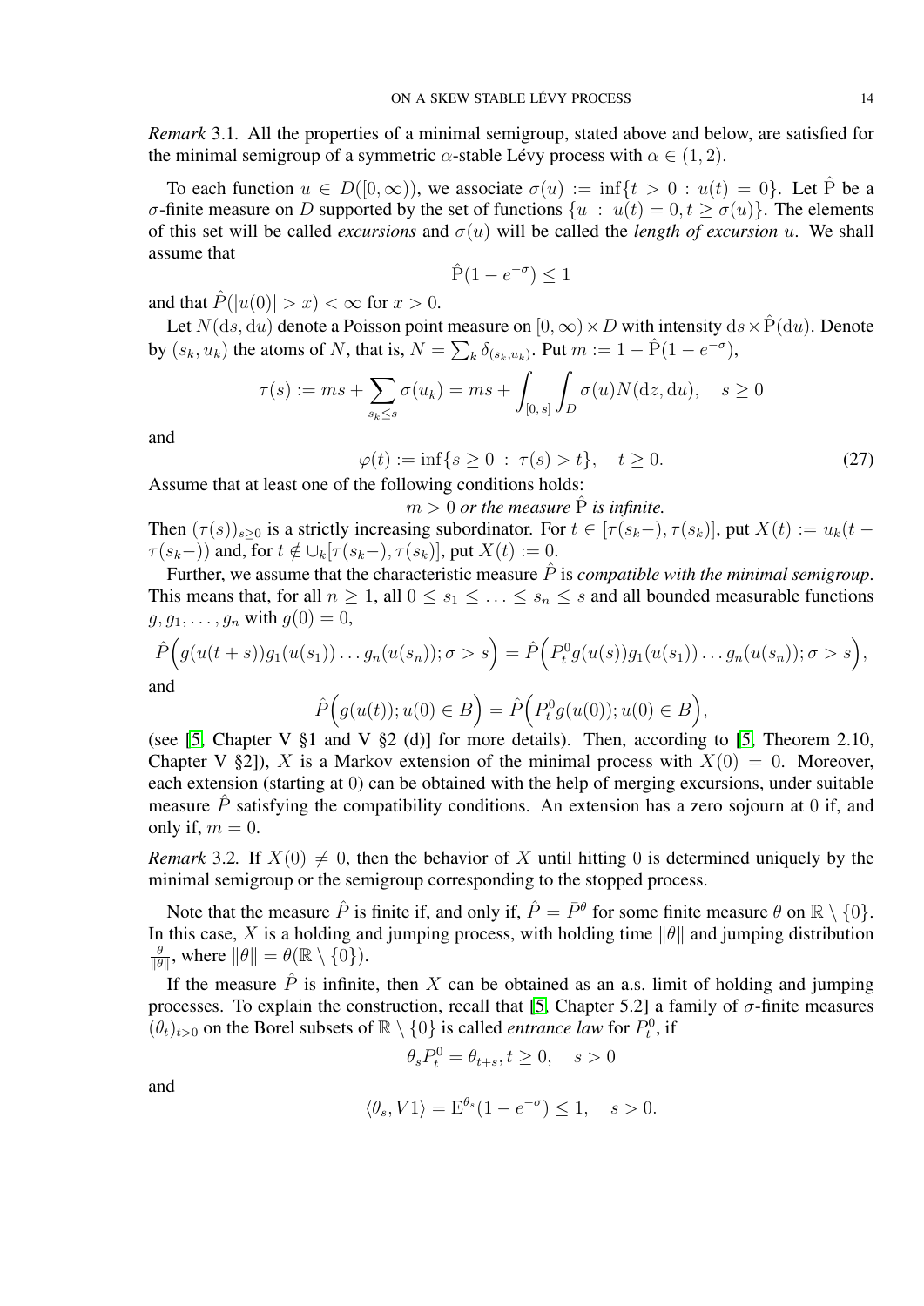*Remark* 3.1. All the properties of a minimal semigroup, stated above and below, are satisfied for the minimal semigroup of a symmetric $\alpha$-stable Lévy process with $\alpha \in (1, 2)$.

To each function $u \in D([0,\infty))$, we associate $\sigma(u) := \inf\{t > 0 \, : \, u(t) = 0\}$. Let $\hat{\mathrm{P}}$ be a $\sigma$-finite measure on $D$ supported by the set of functions $\{u \, : \, u(t) = 0, t \geq \sigma(u)\}$. The elements of this set will be called *excursions* and $\sigma(u)$ will be called the *length of excursion* $u$. We shall assume that

$$\hat{\mathrm{P}}(1 - e^{-\sigma}) \leq 1$$

and that $\hat{P}(|u(0)| > x) < \infty$ for $x > 0$.

Let $N(\mathrm{d}s, \mathrm{d}u)$ denote a Poisson point measure on $[0,\infty) \times D$ with intensity $\mathrm{d}s \times \hat{\mathrm{P}}(\mathrm{d}u)$. Denote by $(s_k, u_k)$ the atoms of $N$, that is, $N = \sum_k \delta_{(s_k, u_k)}$. Put $m := 1 - \hat{\mathrm{P}}(1 - e^{-\sigma})$,

$$\tau(s) := ms + \sum_{s_k \leq s} \sigma(u_k) = ms + \int_{[0,\, s]} \int_D \sigma(u) N(\mathrm{d}z, \mathrm{d}u), \quad s \geq 0$$

and

$$\varphi(t) := \inf\{s \geq 0 \, : \, \tau(s) > t\}, \quad t \geq 0. \tag{27}$$

Assume that at least one of the following conditions holds:

$$m > 0 \textit{ or the measure } \hat{\mathrm{P}} \textit{ is infinite.}$$

Then $(\tau(s))_{s \geq 0}$ is a strictly increasing subordinator. For $t \in [\tau(s_k-), \tau(s_k)]$, put $X(t) := u_k(t - \tau(s_k-))$ and, for $t \notin \cup_k[\tau(s_k-), \tau(s_k)]$, put $X(t) := 0$.

Further, we assume that the characteristic measure $\hat{P}$ is *compatible with the minimal semigroup*. This means that, for all $n \geq 1$, all $0 \leq s_1 \leq \ldots \leq s_n \leq s$ and all bounded measurable functions $g, g_1, \ldots, g_n$ with $g(0) = 0$,

$$\hat{P}\Big(g(u(t+s))g_1(u(s_1)) \ldots g_n(u(s_n)); \sigma > s\Big) = \hat{P}\Big(P_t^0 g(u(s))g_1(u(s_1)) \ldots g_n(u(s_n)); \sigma > s\Big),$$

and

$$\hat{P}\Big(g(u(t)); u(0) \in B\Big) = \hat{P}\Big(P_t^0 g(u(0)); u(0) \in B\Big),$$

(see [5, Chapter V §1 and V §2 (d)] for more details). Then, according to [5, Theorem 2.10, Chapter V §2]), $X$ is a Markov extension of the minimal process with $X(0) = 0$. Moreover, each extension (starting at 0) can be obtained with the help of merging excursions, under suitable measure $\hat{P}$ satisfying the compatibility conditions. An extension has a zero sojourn at 0 if, and only if, $m = 0$.

*Remark* 3.2. If $X(0) \neq 0$, then the behavior of $X$ until hitting 0 is determined uniquely by the minimal semigroup or the semigroup corresponding to the stopped process.

Note that the measure $\hat{P}$ is finite if, and only if, $\hat{P} = \bar{P}^\theta$ for some finite measure $\theta$ on $\mathbb{R} \setminus \{0\}$. In this case, $X$ is a holding and jumping process, with holding time $\|\theta\|$ and jumping distribution $\frac{\theta}{\|\theta\|}$, where $\|\theta\| = \theta(\mathbb{R} \setminus \{0\})$.

If the measure $\hat{P}$ is infinite, then $X$ can be obtained as an a.s. limit of holding and jumping processes. To explain the construction, recall that [5, Chapter 5.2] a family of $\sigma$-finite measures $(\theta_t)_{t>0}$ on the Borel subsets of $\mathbb{R} \setminus \{0\}$ is called *entrance law* for $P_t^0$, if

$$\theta_s P_t^0 = \theta_{t+s}, t \geq 0, \quad s > 0$$

and

$$\langle \theta_s, V1 \rangle = \mathrm{E}^{\theta_s}(1 - e^{-\sigma}) \leq 1, \quad s > 0.$$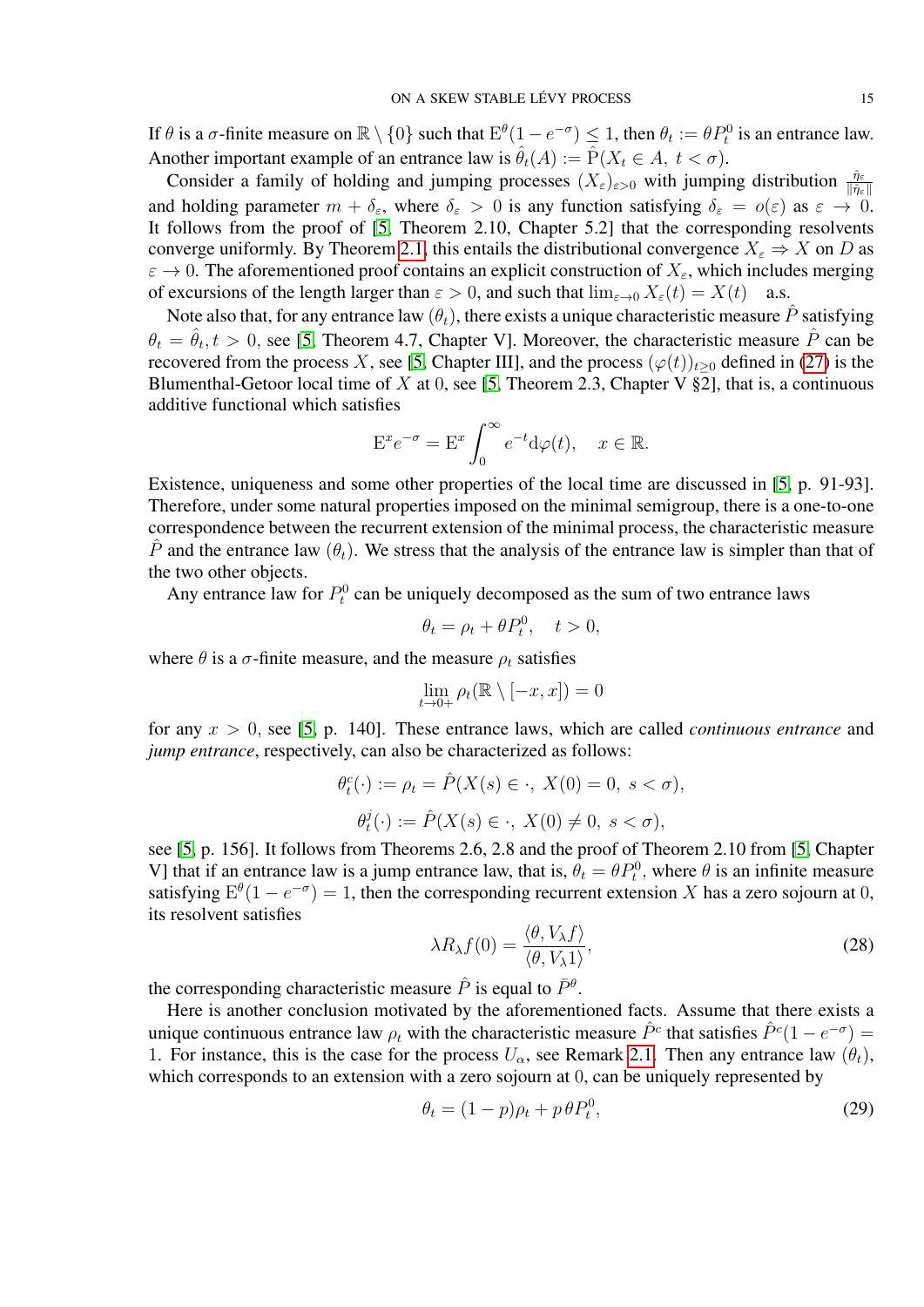If $\theta$ is a $\sigma$-finite measure on $\mathbb{R} \setminus \{0\}$ such that $\mathrm{E}^\theta(1 - e^{-\sigma}) \le 1$, then $\theta_t := \theta P_t^0$ is an entrance law. Another important example of an entrance law is $\hat{\theta}_t(A) := \hat{\mathrm{P}}(X_t \in A,\ t < \sigma)$.

Consider a family of holding and jumping processes $(X_\varepsilon)_{\varepsilon > 0}$ with jumping distribution $\frac{\hat{\eta}_\varepsilon}{\|\hat{\eta}_\varepsilon\|}$ and holding parameter $m + \delta_\varepsilon$, where $\delta_\varepsilon > 0$ is any function satisfying $\delta_\varepsilon = o(\varepsilon)$ as $\varepsilon \to 0$. It follows from the proof of [5, Theorem 2.10, Chapter 5.2] that the corresponding resolvents converge uniformly. By Theorem 2.1, this entails the distributional convergence $X_\varepsilon \Rightarrow X$ on $D$ as $\varepsilon \to 0$. The aforementioned proof contains an explicit construction of $X_\varepsilon$, which includes merging of excursions of the length larger than $\varepsilon > 0$, and such that $\lim_{\varepsilon \to 0} X_\varepsilon(t) = X(t)$ a.s.

Note also that, for any entrance law $(\theta_t)$, there exists a unique characteristic measure $\hat{P}$ satisfying $\theta_t = \hat{\theta}_t, t > 0$, see [5, Theorem 4.7, Chapter V]. Moreover, the characteristic measure $\hat{P}$ can be recovered from the process $X$, see [5, Chapter III], and the process $(\varphi(t))_{t \ge 0}$ defined in (27) is the Blumenthal-Getoor local time of $X$ at $0$, see [5, Theorem 2.3, Chapter V §2], that is, a continuous additive functional which satisfies

$$\mathrm{E}^x e^{-\sigma} = \mathrm{E}^x \int_0^\infty e^{-t} \mathrm{d}\varphi(t), \quad x \in \mathbb{R}.$$

Existence, uniqueness and some other properties of the local time are discussed in [5, p. 91-93]. Therefore, under some natural properties imposed on the minimal semigroup, there is a one-to-one correspondence between the recurrent extension of the minimal process, the characteristic measure $\hat{P}$ and the entrance law $(\theta_t)$. We stress that the analysis of the entrance law is simpler than that of the two other objects.

Any entrance law for $P_t^0$ can be uniquely decomposed as the sum of two entrance laws

$$\theta_t = \rho_t + \theta P_t^0, \quad t > 0,$$

where $\theta$ is a $\sigma$-finite measure, and the measure $\rho_t$ satisfies

$$\lim_{t \to 0+} \rho_t(\mathbb{R} \setminus [-x, x]) = 0$$

for any $x > 0$, see [5, p. 140]. These entrance laws, which are called *continuous entrance* and *jump entrance*, respectively, can also be characterized as follows:

$$\theta_t^c(\cdot) := \rho_t = \hat{P}(X(s) \in \cdot,\ X(0) = 0,\ s < \sigma),$$

$$\theta_t^j(\cdot) := \hat{P}(X(s) \in \cdot,\ X(0) \neq 0,\ s < \sigma),$$

see [5, p. 156]. It follows from Theorems 2.6, 2.8 and the proof of Theorem 2.10 from [5, Chapter V] that if an entrance law is a jump entrance law, that is, $\theta_t = \theta P_t^0$, where $\theta$ is an infinite measure satisfying $\mathrm{E}^\theta(1 - e^{-\sigma}) = 1$, then the corresponding recurrent extension $X$ has a zero sojourn at $0$, its resolvent satisfies

$$\lambda R_\lambda f(0) = \frac{\langle \theta, V_\lambda f \rangle}{\langle \theta, V_\lambda 1 \rangle}, \tag{28}$$

the corresponding characteristic measure $\hat{P}$ is equal to $\bar{P}^\theta$.

Here is another conclusion motivated by the aforementioned facts. Assume that there exists a unique continuous entrance law $\rho_t$ with the characteristic measure $\hat{P}^c$ that satisfies $\hat{P}^c(1 - e^{-\sigma}) = 1$. For instance, this is the case for the process $U_\alpha$, see Remark 2.1. Then any entrance law $(\theta_t)$, which corresponds to an extension with a zero sojourn at $0$, can be uniquely represented by

$$\theta_t = (1 - p)\rho_t + p\,\theta P_t^0, \tag{29}$$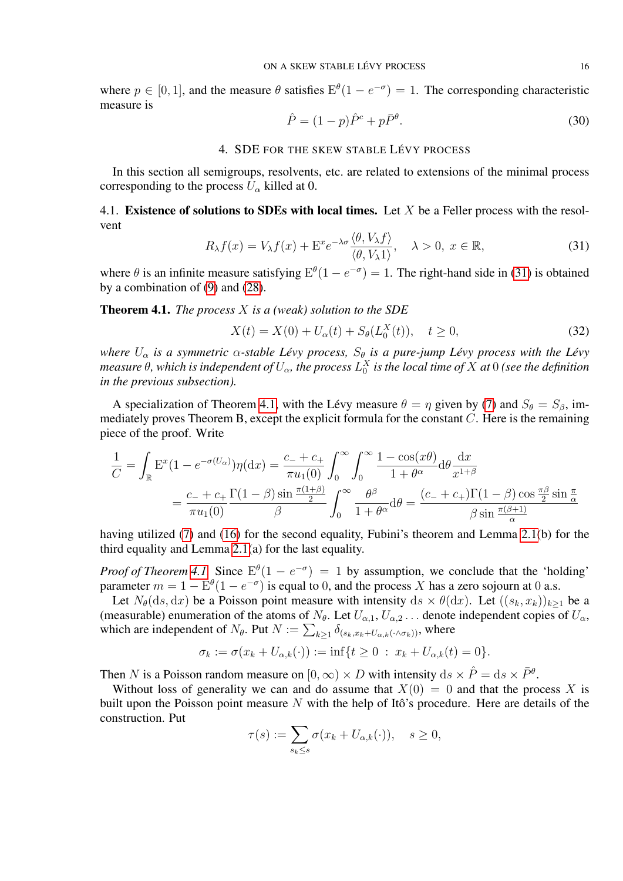where $p \in [0,1]$, and the measure $\theta$ satisfies $\mathrm{E}^\theta(1-e^{-\sigma}) = 1$. The corresponding characteristic measure is

$$\hat{P} = (1-p)\hat{P}^c + p\bar{P}^\theta. \tag{30}$$

## 4. SDE for the skew stable Lévy process

In this section all semigroups, resolvents, etc. are related to extensions of the minimal process corresponding to the process $U_\alpha$ killed at 0.

### 4.1. Existence of solutions to SDEs with local times.

Let $X$ be a Feller process with the resolvent

$$R_\lambda f(x) = V_\lambda f(x) + \mathrm{E}^x e^{-\lambda\sigma} \frac{\langle \theta, V_\lambda f\rangle}{\langle \theta, V_\lambda 1\rangle}, \quad \lambda > 0,\ x \in \mathbb{R}, \tag{31}$$

where $\theta$ is an infinite measure satisfying $\mathrm{E}^\theta(1-e^{-\sigma}) = 1$. The right-hand side in (31) is obtained by a combination of (9) and (28).

**Theorem 4.1.** *The process $X$ is a (weak) solution to the SDE*

$$X(t) = X(0) + U_\alpha(t) + S_\theta(L_0^X(t)), \quad t \geq 0, \tag{32}$$

*where $U_\alpha$ is a symmetric $\alpha$-stable Lévy process, $S_\theta$ is a pure-jump Lévy process with the Lévy measure $\theta$, which is independent of $U_\alpha$, the process $L_0^X$ is the local time of $X$ at 0 (see the definition in the previous subsection).*

A specialization of Theorem 4.1, with the Lévy measure $\theta = \eta$ given by (7) and $S_\theta = S_\beta$, immediately proves Theorem B, except the explicit formula for the constant $C$. Here is the remaining piece of the proof. Write

$$\begin{aligned}\frac{1}{C} &= \int_{\mathbb{R}} \mathrm{E}^x(1-e^{-\sigma(U_\alpha)})\eta(\mathrm{d}x) = \frac{c_- + c_+}{\pi u_1(0)} \int_0^\infty \int_0^\infty \frac{1-\cos(x\theta)}{1+\theta^\alpha}\mathrm{d}\theta \frac{\mathrm{d}x}{x^{1+\beta}} \\ &= \frac{c_- + c_+}{\pi u_1(0)} \frac{\Gamma(1-\beta)\sin\frac{\pi(1+\beta)}{2}}{\beta} \int_0^\infty \frac{\theta^\beta}{1+\theta^\alpha}\mathrm{d}\theta = \frac{(c_- + c_+)\Gamma(1-\beta)\cos\frac{\pi\beta}{2}\sin\frac{\pi}{\alpha}}{\beta \sin\frac{\pi(\beta+1)}{\alpha}}\end{aligned}$$

having utilized (7) and (16) for the second equality, Fubini's theorem and Lemma 2.1(b) for the third equality and Lemma 2.1(a) for the last equality.

*Proof of Theorem 4.1.* Since $\mathrm{E}^\theta(1-e^{-\sigma}) = 1$ by assumption, we conclude that the 'holding' parameter $m = 1 - \mathrm{E}^\theta(1-e^{-\sigma})$ is equal to 0, and the process $X$ has a zero sojourn at 0 a.s.

Let $N_\theta(\mathrm{d}s, \mathrm{d}x)$ be a Poisson point measure with intensity $\mathrm{d}s \times \theta(\mathrm{d}x)$. Let $((s_k, x_k))_{k\geq 1}$ be a (measurable) enumeration of the atoms of $N_\theta$. Let $U_{\alpha,1}, U_{\alpha,2}\dots$ denote independent copies of $U_\alpha$, which are independent of $N_\theta$. Put $N := \sum_{k\geq 1} \delta_{(s_k, x_k + U_{\alpha,k}(\cdot\wedge\sigma_k))}$, where

$$\sigma_k := \sigma(x_k + U_{\alpha,k}(\cdot)) := \inf\{t \geq 0 \ : \ x_k + U_{\alpha,k}(t) = 0\}.$$

Then $N$ is a Poisson random measure on $[0,\infty) \times D$ with intensity $\mathrm{d}s \times \hat{P} = \mathrm{d}s \times \bar{P}^\theta$.

Without loss of generality we can and do assume that $X(0) = 0$ and that the process $X$ is built upon the Poisson point measure $N$ with the help of Itô's procedure. Here are details of the construction. Put

$$\tau(s) := \sum_{s_k \leq s} \sigma(x_k + U_{\alpha,k}(\cdot)), \quad s \geq 0,$$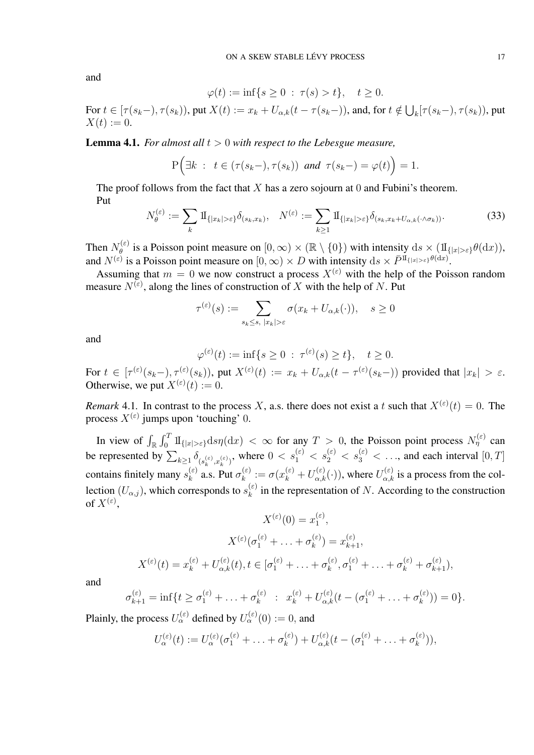and

$$\varphi(t) := \inf\{s \geq 0 \ : \ \tau(s) > t\}, \quad t \geq 0.$$

For $t \in [\tau(s_k-), \tau(s_k))$, put $X(t) := x_k + U_{\alpha,k}(t - \tau(s_k-))$, and, for $t \notin \bigcup_k [\tau(s_k-), \tau(s_k))$, put $X(t) := 0$.

**Lemma 4.1.** *For almost all $t > 0$ with respect to the Lebesgue measure,*

$$\mathrm{P}\Big(\exists k \ : \ t \in (\tau(s_k-), \tau(s_k)) \ \textit{and} \ \tau(s_k-) = \varphi(t)\Big) = 1.$$

The proof follows from the fact that $X$ has a zero sojourn at $0$ and Fubini's theorem.
Put

$$N_\theta^{(\varepsilon)} := \sum_k 1\!\!\mathrm{I}_{\{|x_k| > \varepsilon\}} \delta_{(s_k, x_k)}, \quad N^{(\varepsilon)} := \sum_{k \geq 1} 1\!\!\mathrm{I}_{\{|x_k| > \varepsilon\}} \delta_{(s_k, x_k + U_{\alpha,k}(\cdot \wedge \sigma_k))}. \tag{33}$$

Then $N_\theta^{(\varepsilon)}$ is a Poisson point measure on $[0, \infty) \times (\mathbb{R} \setminus \{0\})$ with intensity $\mathrm{d}s \times (1\!\!\mathrm{I}_{\{|x| > \varepsilon\}} \theta(\mathrm{d}x))$, and $N^{(\varepsilon)}$ is a Poisson point measure on $[0, \infty) \times D$ with intensity $\mathrm{d}s \times \bar{P}^{1\!\!\mathrm{I}_{\{|x|>\varepsilon\}} \theta(\mathrm{d}x)}$.

Assuming that $m = 0$ we now construct a process $X^{(\varepsilon)}$ with the help of the Poisson random measure $N^{(\varepsilon)}$, along the lines of construction of $X$ with the help of $N$. Put

$$\tau^{(\varepsilon)}(s) := \sum_{s_k \leq s, \ |x_k| > \varepsilon} \sigma(x_k + U_{\alpha,k}(\cdot)), \quad s \geq 0$$

and

$$\varphi^{(\varepsilon)}(t) := \inf\{s \geq 0 \ : \ \tau^{(\varepsilon)}(s) \geq t\}, \quad t \geq 0.$$

For $t \in [\tau^{(\varepsilon)}(s_k-), \tau^{(\varepsilon)}(s_k))$, put $X^{(\varepsilon)}(t) := x_k + U_{\alpha,k}(t - \tau^{(\varepsilon)}(s_k-))$ provided that $|x_k| > \varepsilon$. Otherwise, we put $X^{(\varepsilon)}(t) := 0$.

*Remark* 4.1. In contrast to the process $X$, a.s. there does not exist a $t$ such that $X^{(\varepsilon)}(t) = 0$. The process $X^{(\varepsilon)}$ jumps upon 'touching' $0$.

In view of $\int_{\mathbb{R}} \int_0^T 1\!\!\mathrm{I}_{\{|x| > \varepsilon\}} \mathrm{d}s \eta(\mathrm{d}x) < \infty$ for any $T > 0$, the Poisson point process $N_\eta^{(\varepsilon)}$ can be represented by $\sum_{k \geq 1} \delta_{(s_k^{(\varepsilon)}, x_k^{(\varepsilon)})}$, where $0 < s_1^{(\varepsilon)} < s_2^{(\varepsilon)} < s_3^{(\varepsilon)} < \ldots$, and each interval $[0, T]$ contains finitely many $s_k^{(\varepsilon)}$ a.s. Put $\sigma_k^{(\varepsilon)} := \sigma(x_k^{(\varepsilon)} + U_{\alpha,k}^{(\varepsilon)}(\cdot))$, where $U_{\alpha,k}^{(\varepsilon)}$ is a process from the collection $(U_{\alpha,j})$, which corresponds to $s_k^{(\varepsilon)}$ in the representation of $N$. According to the construction of $X^{(\varepsilon)}$,

$$X^{(\varepsilon)}(0) = x_1^{(\varepsilon)},$$

$$X^{(\varepsilon)}(\sigma_1^{(\varepsilon)} + \ldots + \sigma_k^{(\varepsilon)}) = x_{k+1}^{(\varepsilon)},$$

$$X^{(\varepsilon)}(t) = x_k^{(\varepsilon)} + U_{\alpha,k}^{(\varepsilon)}(t), t \in [\sigma_1^{(\varepsilon)} + \ldots + \sigma_k^{(\varepsilon)}, \sigma_1^{(\varepsilon)} + \ldots + \sigma_k^{(\varepsilon)} + \sigma_{k+1}^{(\varepsilon)}),$$

and

$$\sigma_{k+1}^{(\varepsilon)} = \inf\{t \geq \sigma_1^{(\varepsilon)} + \ldots + \sigma_k^{(\varepsilon)} \ : \ x_k^{(\varepsilon)} + U_{\alpha,k}^{(\varepsilon)}(t - (\sigma_1^{(\varepsilon)} + \ldots + \sigma_k^{(\varepsilon)})) = 0\}.$$

Plainly, the process $U_\alpha^{(\varepsilon)}$ defined by $U_\alpha^{(\varepsilon)}(0) := 0$, and

$$U_\alpha^{(\varepsilon)}(t) := U_\alpha^{(\varepsilon)}(\sigma_1^{(\varepsilon)} + \ldots + \sigma_k^{(\varepsilon)}) + U_{\alpha,k}^{(\varepsilon)}(t - (\sigma_1^{(\varepsilon)} + \ldots + \sigma_k^{(\varepsilon)})),$$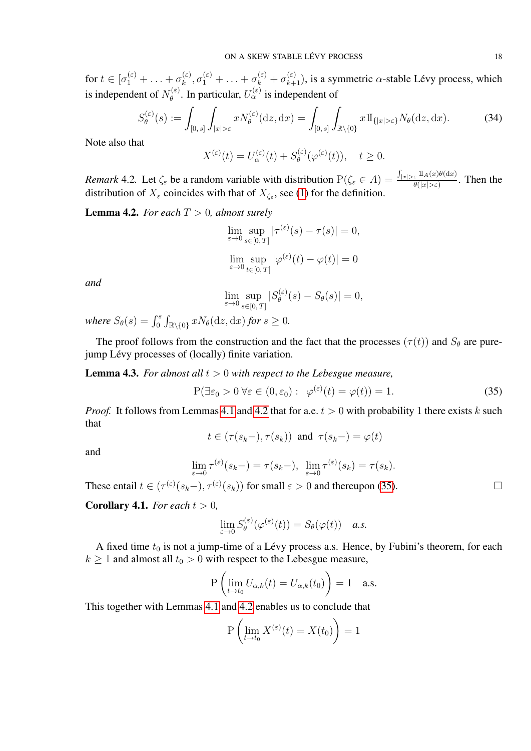for $t \in [\sigma_1^{(\varepsilon)} + \ldots + \sigma_k^{(\varepsilon)}, \sigma_1^{(\varepsilon)} + \ldots + \sigma_k^{(\varepsilon)} + \sigma_{k+1}^{(\varepsilon)})$, is a symmetric $\alpha$-stable Lévy process, which is independent of $N_\theta^{(\varepsilon)}$. In particular, $U_\alpha^{(\varepsilon)}$ is independent of

$$S_\theta^{(\varepsilon)}(s) := \int_{[0,\,s]} \int_{|x|>\varepsilon} x N_\theta^{(\varepsilon)}(\mathrm{d}z, \mathrm{d}x) = \int_{[0,\,s]} \int_{\mathbb{R}\setminus\{0\}} x 1\!\!1_{\{|x|>\varepsilon\}} N_\theta(\mathrm{d}z, \mathrm{d}x). \tag{34}$$

Note also that

$$X^{(\varepsilon)}(t) = U_\alpha^{(\varepsilon)}(t) + S_\theta^{(\varepsilon)}(\varphi^{(\varepsilon)}(t)), \quad t \geq 0.$$

*Remark* 4.2. Let $\zeta_\varepsilon$ be a random variable with distribution $\mathrm{P}(\zeta_\varepsilon \in A) = \frac{\int_{|x|>\varepsilon} 1\!\!1_A(x)\theta(\mathrm{d}x)}{\theta(|x|>\varepsilon)}$. Then the distribution of $X_\varepsilon$ coincides with that of $X_{\zeta_\varepsilon}$, see (1) for the definition.

**Lemma 4.2.** *For each $T > 0$, almost surely*

$$\lim_{\varepsilon\to 0} \sup_{s\in[0,\,T]} |\tau^{(\varepsilon)}(s) - \tau(s)| = 0,$$

$$\lim_{\varepsilon\to 0} \sup_{t\in[0,\,T]} |\varphi^{(\varepsilon)}(t) - \varphi(t)| = 0$$

*and*

$$\lim_{\varepsilon\to 0} \sup_{s\in[0,\,T]} |S_\theta^{(\varepsilon)}(s) - S_\theta(s)| = 0,$$

*where $S_\theta(s) = \int_0^s \int_{\mathbb{R}\setminus\{0\}} x N_\theta(\mathrm{d}z, \mathrm{d}x)$ for $s \geq 0$.*

The proof follows from the construction and the fact that the processes $(\tau(t))$ and $S_\theta$ are pure-jump Lévy processes of (locally) finite variation.

**Lemma 4.3.** *For almost all $t > 0$ with respect to the Lebesgue measure,*

$$\mathrm{P}(\exists \varepsilon_0 > 0\ \forall \varepsilon \in (0, \varepsilon_0): \ \ \varphi^{(\varepsilon)}(t) = \varphi(t)) = 1. \tag{35}$$

*Proof.* It follows from Lemmas 4.1 and 4.2 that for a.e. $t > 0$ with probability 1 there exists $k$ such that

$$t \in (\tau(s_k-), \tau(s_k)) \ \text{ and } \ \tau(s_k-) = \varphi(t)$$

and

$$\lim_{\varepsilon\to 0} \tau^{(\varepsilon)}(s_k-) = \tau(s_k-), \ \ \lim_{\varepsilon\to 0} \tau^{(\varepsilon)}(s_k) = \tau(s_k).$$

These entail $t \in (\tau^{(\varepsilon)}(s_k-), \tau^{(\varepsilon)}(s_k))$ for small $\varepsilon > 0$ and thereupon (35). □

**Corollary 4.1.** *For each $t > 0$,*

$$\lim_{\varepsilon\to 0} S_\theta^{(\varepsilon)}(\varphi^{(\varepsilon)}(t)) = S_\theta(\varphi(t)) \quad a.s.$$

A fixed time $t_0$ is not a jump-time of a Lévy process a.s. Hence, by Fubini's theorem, for each $k \geq 1$ and almost all $t_0 > 0$ with respect to the Lebesgue measure,

$$\mathrm{P}\left(\lim_{t\to t_0} U_{\alpha,k}(t) = U_{\alpha,k}(t_0)\right) = 1 \quad \text{a.s.}$$

This together with Lemmas 4.1 and 4.2 enables us to conclude that

$$\mathrm{P}\left(\lim_{t\to t_0} X^{(\varepsilon)}(t) = X(t_0)\right) = 1$$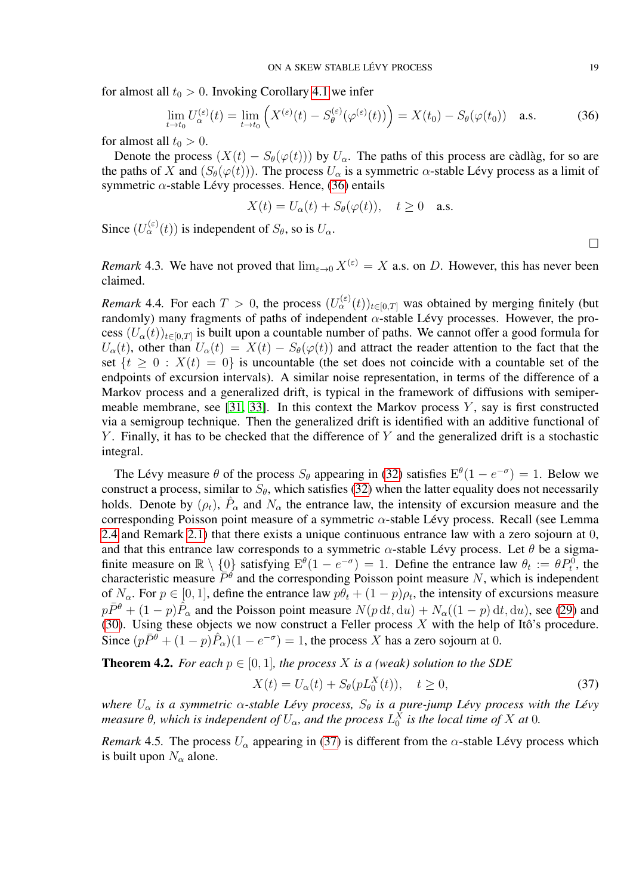for almost all $t_0 > 0$. Invoking Corollary 4.1 we infer

$$\lim_{t\to t_0} U_\alpha^{(\varepsilon)}(t) = \lim_{t\to t_0} \left( X^{(\varepsilon)}(t) - S_\theta^{(\varepsilon)}(\varphi^{(\varepsilon)}(t)) \right) = X(t_0) - S_\theta(\varphi(t_0)) \quad \text{a.s.} \tag{36}$$

for almost all $t_0 > 0$.

Denote the process $(X(t) - S_\theta(\varphi(t)))$ by $U_\alpha$. The paths of this process are càdlàg, for so are the paths of $X$ and $(S_\theta(\varphi(t)))$. The process $U_\alpha$ is a symmetric $\alpha$-stable Lévy process as a limit of symmetric $\alpha$-stable Lévy processes. Hence, (36) entails

$$X(t) = U_\alpha(t) + S_\theta(\varphi(t)), \quad t \ge 0 \quad \text{a.s.}$$

Since $(U_\alpha^{(\varepsilon)}(t))$ is independent of $S_\theta$, so is $U_\alpha$.

□

*Remark* 4.3. We have not proved that $\lim_{\varepsilon\to 0} X^{(\varepsilon)} = X$ a.s. on $D$. However, this has never been claimed.

*Remark* 4.4. For each $T > 0$, the process $(U_\alpha^{(\varepsilon)}(t))_{t\in[0,T]}$ was obtained by merging finitely (but randomly) many fragments of paths of independent $\alpha$-stable Lévy processes. However, the process $(U_\alpha(t))_{t\in[0,T]}$ is built upon a countable number of paths. We cannot offer a good formula for $U_\alpha(t)$, other than $U_\alpha(t) = X(t) - S_\theta(\varphi(t))$ and attract the reader attention to the fact that the set $\{t \ge 0 : X(t) = 0\}$ is uncountable (the set does not coincide with a countable set of the endpoints of excursion intervals). A similar noise representation, in terms of the difference of a Markov process and a generalized drift, is typical in the framework of diffusions with semipermeable membrane, see [31, 33]. In this context the Markov process $Y$, say is first constructed via a semigroup technique. Then the generalized drift is identified with an additive functional of $Y$. Finally, it has to be checked that the difference of $Y$ and the generalized drift is a stochastic integral.

The Lévy measure $\theta$ of the process $S_\theta$ appearing in (32) satisfies $\mathrm{E}^\theta(1 - e^{-\sigma}) = 1$. Below we construct a process, similar to $S_\theta$, which satisfies (32) when the latter equality does not necessarily holds. Denote by $(\rho_t)$, $\hat{P}_\alpha$ and $N_\alpha$ the entrance law, the intensity of excursion measure and the corresponding Poisson point measure of a symmetric $\alpha$-stable Lévy process. Recall (see Lemma 2.4 and Remark 2.1) that there exists a unique continuous entrance law with a zero sojourn at 0, and that this entrance law corresponds to a symmetric $\alpha$-stable Lévy process. Let $\theta$ be a sigma-finite measure on $\mathbb{R} \setminus \{0\}$ satisfying $\mathrm{E}^\theta(1 - e^{-\sigma}) = 1$. Define the entrance law $\theta_t := \theta P_t^0$, the characteristic measure $\bar{P}^\theta$ and the corresponding Poisson point measure $N$, which is independent of $N_\alpha$. For $p \in [0, 1]$, define the entrance law $p\theta_t + (1-p)\rho_t$, the intensity of excursions measure $p\bar{P}^\theta + (1-p)\hat{P}_\alpha$ and the Poisson point measure $N(p\,\mathrm{d}t, \mathrm{d}u) + N_\alpha((1-p)\,\mathrm{d}t, \mathrm{d}u)$, see (29) and (30). Using these objects we now construct a Feller process $X$ with the help of Itô's procedure. Since $(p\bar{P}^\theta + (1-p)\hat{P}_\alpha)(1 - e^{-\sigma}) = 1$, the process $X$ has a zero sojourn at 0.

**Theorem 4.2.** *For each $p \in [0, 1]$, the process $X$ is a (weak) solution to the SDE*

$$X(t) = U_\alpha(t) + S_\theta(pL_0^X(t)), \quad t \ge 0, \tag{37}$$

*where $U_\alpha$ is a symmetric $\alpha$-stable Lévy process, $S_\theta$ is a pure-jump Lévy process with the Lévy measure $\theta$, which is independent of $U_\alpha$, and the process $L_0^X$ is the local time of $X$ at 0.*

*Remark* 4.5. The process $U_\alpha$ appearing in (37) is different from the $\alpha$-stable Lévy process which is built upon $N_\alpha$ alone.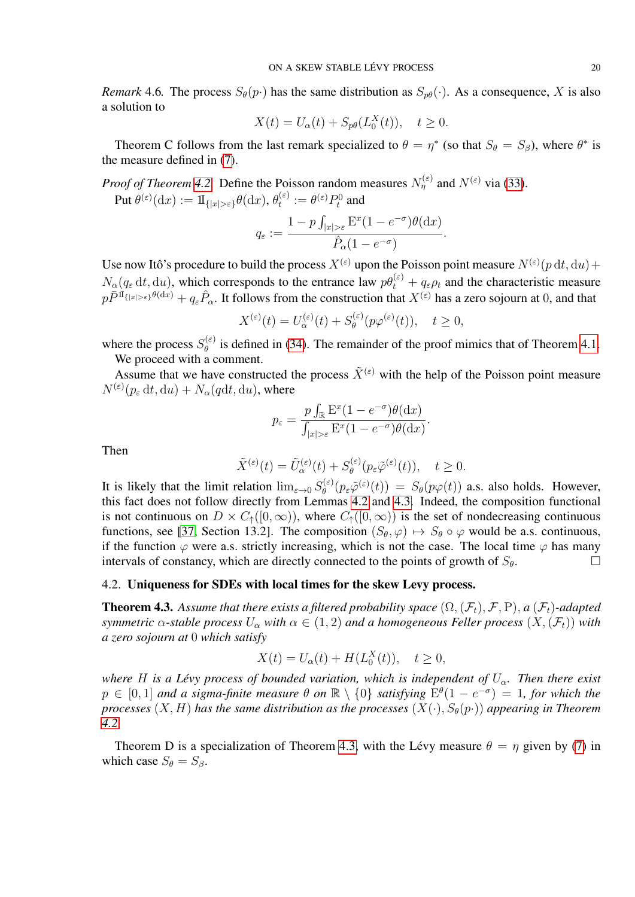*Remark* 4.6. The process $S_\theta(p\cdot)$ has the same distribution as $S_{p\theta}(\cdot)$. As a consequence, $X$ is also a solution to

$$X(t) = U_\alpha(t) + S_{p\theta}(L_0^X(t)), \quad t \geq 0.$$

Theorem C follows from the last remark specialized to $\theta = \eta^*$ (so that $S_\theta = S_\beta$), where $\theta^*$ is the measure defined in (7).

*Proof of Theorem 4.2.* Define the Poisson random measures $N_\eta^{(\varepsilon)}$ and $N^{(\varepsilon)}$ via (33).

Put $\theta^{(\varepsilon)}(\mathrm{d}x) := 1\!\!1_{\{|x|>\varepsilon\}}\theta(\mathrm{d}x)$, $\theta_t^{(\varepsilon)} := \theta^{(\varepsilon)}P_t^0$ and

$$q_\varepsilon := \frac{1 - p\int_{|x|>\varepsilon} \mathrm{E}^x(1-e^{-\sigma})\theta(\mathrm{d}x)}{\hat{P}_\alpha(1-e^{-\sigma})}.$$

Use now Itô's procedure to build the process $X^{(\varepsilon)}$ upon the Poisson point measure $N^{(\varepsilon)}(p\,\mathrm{d}t, \mathrm{d}u) + N_\alpha(q_\varepsilon\,\mathrm{d}t, \mathrm{d}u)$, which corresponds to the entrance law $p\theta_t^{(\varepsilon)} + q_\varepsilon\rho_t$ and the characteristic measure $p\bar{P}^{1\!\!1_{\{|x|>\varepsilon\}}\theta(\mathrm{d}x)} + q_\varepsilon\hat{P}_\alpha$. It follows from the construction that $X^{(\varepsilon)}$ has a zero sojourn at 0, and that

$$X^{(\varepsilon)}(t) = U_\alpha^{(\varepsilon)}(t) + S_\theta^{(\varepsilon)}(p\varphi^{(\varepsilon)}(t)), \quad t \geq 0,$$

where the process $S_\theta^{(\varepsilon)}$ is defined in (34). The remainder of the proof mimics that of Theorem 4.1.

We proceed with a comment.

Assume that we have constructed the process $\tilde{X}^{(\varepsilon)}$ with the help of the Poisson point measure $N^{(\varepsilon)}(p_\varepsilon\,\mathrm{d}t, \mathrm{d}u) + N_\alpha(q\mathrm{d}t, \mathrm{d}u)$, where

$$p_\varepsilon = \frac{p\int_{\mathbb{R}} \mathrm{E}^x(1-e^{-\sigma})\theta(\mathrm{d}x)}{\int_{|x|>\varepsilon} \mathrm{E}^x(1-e^{-\sigma})\theta(\mathrm{d}x)}.$$

Then

$$\tilde{X}^{(\varepsilon)}(t) = \tilde{U}_\alpha^{(\varepsilon)}(t) + S_\theta^{(\varepsilon)}(p_\varepsilon\tilde{\varphi}^{(\varepsilon)}(t)), \quad t \geq 0.$$

It is likely that the limit relation $\lim_{\varepsilon\to 0} S_\theta^{(\varepsilon)}(p_\varepsilon\tilde{\varphi}^{(\varepsilon)}(t)) = S_\theta(p\varphi(t))$ a.s. also holds. However, this fact does not follow directly from Lemmas 4.2 and 4.3. Indeed, the composition functional is not continuous on $D \times C_\uparrow([0,\infty))$, where $C_\uparrow([0,\infty))$ is the set of nondecreasing continuous functions, see [37, Section 13.2]. The composition $(S_\theta, \varphi) \mapsto S_\theta \circ \varphi$ would be a.s. continuous, if the function $\varphi$ were a.s. strictly increasing, which is not the case. The local time $\varphi$ has many intervals of constancy, which are directly connected to the points of growth of $S_\theta$. □

### 4.2. **Uniqueness for SDEs with local times for the skew Levy process.**

**Theorem 4.3.** *Assume that there exists a filtered probability space $(\Omega, (\mathcal{F}_t), \mathcal{F}, \mathrm{P})$, a $(\mathcal{F}_t)$-adapted symmetric $\alpha$-stable process $U_\alpha$ with $\alpha \in (1,2)$ and a homogeneous Feller process $(X, (\mathcal{F}_t))$ with a zero sojourn at 0 which satisfy*

$$X(t) = U_\alpha(t) + H(L_0^X(t)), \quad t \geq 0,$$

*where $H$ is a Lévy process of bounded variation, which is independent of $U_\alpha$. Then there exist $p \in [0,1]$ and a sigma-finite measure $\theta$ on $\mathbb{R}\setminus\{0\}$ satisfying $\mathrm{E}^\theta(1-e^{-\sigma}) = 1$, for which the processes $(X, H)$ has the same distribution as the processes $(X(\cdot), S_\theta(p\cdot))$ appearing in Theorem 4.2.*

Theorem D is a specialization of Theorem 4.3, with the Lévy measure $\theta = \eta$ given by (7) in which case $S_\theta = S_\beta$.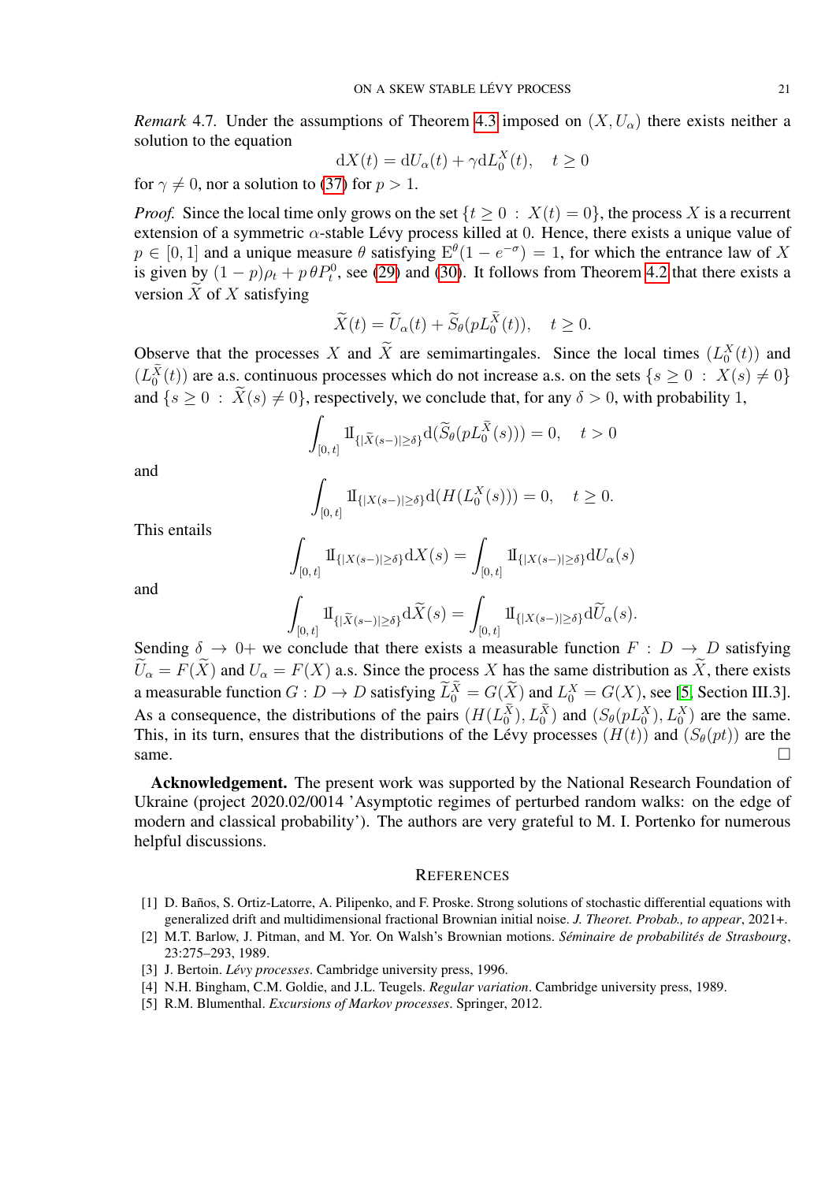*Remark* 4.7. Under the assumptions of Theorem 4.3 imposed on $(X, U_\alpha)$ there exists neither a solution to the equation

$$\mathrm{d}X(t) = \mathrm{d}U_\alpha(t) + \gamma \mathrm{d}L_0^X(t), \quad t \geq 0$$

for $\gamma \neq 0$, nor a solution to (37) for $p > 1$.

*Proof.* Since the local time only grows on the set $\{t \geq 0 \,:\, X(t) = 0\}$, the process $X$ is a recurrent extension of a symmetric $\alpha$-stable Lévy process killed at 0. Hence, there exists a unique value of $p \in [0, 1]$ and a unique measure $\theta$ satisfying $\mathrm{E}^\theta(1 - e^{-\sigma}) = 1$, for which the entrance law of $X$ is given by $(1-p)\rho_t + p\,\theta P_t^0$, see (29) and (30). It follows from Theorem 4.2 that there exists a version $\widetilde{X}$ of $X$ satisfying

$$\widetilde{X}(t) = \widetilde{U}_\alpha(t) + \widetilde{S}_\theta(pL_0^{\widetilde{X}}(t)), \quad t \geq 0.$$

Observe that the processes $X$ and $\widetilde{X}$ are semimartingales. Since the local times $(L_0^X(t))$ and $(L_0^{\widetilde{X}}(t))$ are a.s. continuous processes which do not increase a.s. on the sets $\{s \geq 0 \,:\, X(s) \neq 0\}$ and $\{s \geq 0 \,:\, \widetilde{X}(s) \neq 0\}$, respectively, we conclude that, for any $\delta > 0$, with probability 1,

$$\int_{[0,\,t]} 1\!\!1_{\{|\widetilde{X}(s-)| \geq \delta\}} \mathrm{d}(\widetilde{S}_\theta(pL_0^{\widetilde{X}}(s))) = 0, \quad t > 0$$

and

$$\int_{[0,\,t]} 1\!\!1_{\{|X(s-)| \geq \delta\}} \mathrm{d}(H(L_0^X(s))) = 0, \quad t \geq 0.$$

This entails

$$\int_{[0,\,t]} 1\!\!1_{\{|X(s-)| \geq \delta\}} \mathrm{d}X(s) = \int_{[0,\,t]} 1\!\!1_{\{|X(s-)| \geq \delta\}} \mathrm{d}U_\alpha(s)$$

and

$$\int_{[0,\,t]} 1\!\!1_{\{|\widetilde{X}(s-)| \geq \delta\}} \mathrm{d}\widetilde{X}(s) = \int_{[0,\,t]} 1\!\!1_{\{|X(s-)| \geq \delta\}} \mathrm{d}\widetilde{U}_\alpha(s).$$

Sending $\delta \to 0+$ we conclude that there exists a measurable function $F : D \to D$ satisfying $\widetilde{U}_\alpha = F(\widetilde{X})$ and $U_\alpha = F(X)$ a.s. Since the process $X$ has the same distribution as $\widetilde{X}$, there exists a measurable function $G : D \to D$ satisfying $\widetilde{L}_0^{\widetilde{X}} = G(\widetilde{X})$ and $L_0^X = G(X)$, see [5, Section III.3]. As a consequence, the distributions of the pairs $(H(L_0^{\widetilde{X}}), L_0^{\widetilde{X}})$ and $(S_\theta(pL_0^X), L_0^X)$ are the same. This, in its turn, ensures that the distributions of the Lévy processes $(H(t))$ and $(S_\theta(pt))$ are the same. $\square$

**Acknowledgement.** The present work was supported by the National Research Foundation of Ukraine (project 2020.02/0014 'Asymptotic regimes of perturbed random walks: on the edge of modern and classical probability'). The authors are very grateful to M. I. Portenko for numerous helpful discussions.

## References

[1] D. Baños, S. Ortiz-Latorre, A. Pilipenko, and F. Proske. Strong solutions of stochastic differential equations with generalized drift and multidimensional fractional Brownian initial noise. *J. Theoret. Probab., to appear*, 2021+.

[2] M.T. Barlow, J. Pitman, and M. Yor. On Walsh's Brownian motions. *Séminaire de probabilités de Strasbourg*, 23:275–293, 1989.

[3] J. Bertoin. *Lévy processes*. Cambridge university press, 1996.

[4] N.H. Bingham, C.M. Goldie, and J.L. Teugels. *Regular variation*. Cambridge university press, 1989.

[5] R.M. Blumenthal. *Excursions of Markov processes*. Springer, 2012.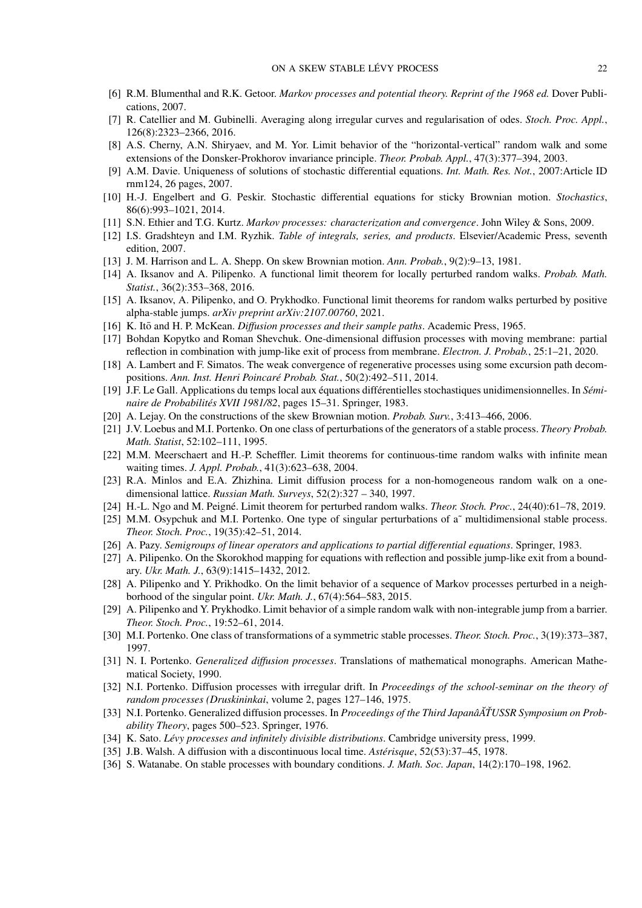[6] R.M. Blumenthal and R.K. Getoor. *Markov processes and potential theory. Reprint of the 1968 ed.* Dover Publications, 2007.

[7] R. Catellier and M. Gubinelli. Averaging along irregular curves and regularisation of odes. *Stoch. Proc. Appl.*, 126(8):2323–2366, 2016.

[8] A.S. Cherny, A.N. Shiryaev, and M. Yor. Limit behavior of the "horizontal-vertical" random walk and some extensions of the Donsker-Prokhorov invariance principle. *Theor. Probab. Appl.*, 47(3):377–394, 2003.

[9] A.M. Davie. Uniqueness of solutions of stochastic differential equations. *Int. Math. Res. Not.*, 2007:Article ID rnm124, 26 pages, 2007.

[10] H.-J. Engelbert and G. Peskir. Stochastic differential equations for sticky Brownian motion. *Stochastics*, 86(6):993–1021, 2014.

[11] S.N. Ethier and T.G. Kurtz. *Markov processes: characterization and convergence*. John Wiley & Sons, 2009.

[12] I.S. Gradshteyn and I.M. Ryzhik. *Table of integrals, series, and products*. Elsevier/Academic Press, seventh edition, 2007.

[13] J. M. Harrison and L. A. Shepp. On skew Brownian motion. *Ann. Probab.*, 9(2):9–13, 1981.

[14] A. Iksanov and A. Pilipenko. A functional limit theorem for locally perturbed random walks. *Probab. Math. Statist.*, 36(2):353–368, 2016.

[15] A. Iksanov, A. Pilipenko, and O. Prykhodko. Functional limit theorems for random walks perturbed by positive alpha-stable jumps. *arXiv preprint arXiv:2107.00760*, 2021.

[16] K. Itō and H. P. McKean. *Diffusion processes and their sample paths*. Academic Press, 1965.

[17] Bohdan Kopytko and Roman Shevchuk. One-dimensional diffusion processes with moving membrane: partial reflection in combination with jump-like exit of process from membrane. *Electron. J. Probab.*, 25:1–21, 2020.

[18] A. Lambert and F. Simatos. The weak convergence of regenerative processes using some excursion path decompositions. *Ann. Inst. Henri Poincaré Probab. Stat.*, 50(2):492–511, 2014.

[19] J.F. Le Gall. Applications du temps local aux équations différentielles stochastiques unidimensionnelles. In *Séminaire de Probabilités XVII 1981/82*, pages 15–31. Springer, 1983.

[20] A. Lejay. On the constructions of the skew Brownian motion. *Probab. Surv.*, 3:413–466, 2006.

[21] J.V. Loebus and M.I. Portenko. On one class of perturbations of the generators of a stable process. *Theory Probab. Math. Statist*, 52:102–111, 1995.

[22] M.M. Meerschaert and H.-P. Scheffler. Limit theorems for continuous-time random walks with infinite mean waiting times. *J. Appl. Probab.*, 41(3):623–638, 2004.

[23] R.A. Minlos and E.A. Zhizhina. Limit diffusion process for a non-homogeneous random walk on a one-dimensional lattice. *Russian Math. Surveys*, 52(2):327 – 340, 1997.

[24] H.-L. Ngo and M. Peigné. Limit theorem for perturbed random walks. *Theor. Stoch. Proc.*, 24(40):61–78, 2019.

[25] M.M. Osypchuk and M.I. Portenko. One type of singular perturbations of a˜ multidimensional stable process. *Theor. Stoch. Proc.*, 19(35):42–51, 2014.

[26] A. Pazy. *Semigroups of linear operators and applications to partial differential equations*. Springer, 1983.

[27] A. Pilipenko. On the Skorokhod mapping for equations with reflection and possible jump-like exit from a boundary. *Ukr. Math. J.*, 63(9):1415–1432, 2012.

[28] A. Pilipenko and Y. Prikhodko. On the limit behavior of a sequence of Markov processes perturbed in a neighborhood of the singular point. *Ukr. Math. J.*, 67(4):564–583, 2015.

[29] A. Pilipenko and Y. Prykhodko. Limit behavior of a simple random walk with non-integrable jump from a barrier. *Theor. Stoch. Proc.*, 19:52–61, 2014.

[30] M.I. Portenko. One class of transformations of a symmetric stable processes. *Theor. Stoch. Proc.*, 3(19):373–387, 1997.

[31] N. I. Portenko. *Generalized diffusion processes*. Translations of mathematical monographs. American Mathematical Society, 1990.

[32] N.I. Portenko. Diffusion processes with irregular drift. In *Proceedings of the school-seminar on the theory of random processes (Druskininkai*, volume 2, pages 127–146, 1975.

[33] N.I. Portenko. Generalized diffusion processes. In *Proceedings of the Third JapanâĂŤUSSR Symposium on Probability Theory*, pages 500–523. Springer, 1976.

[34] K. Sato. *Lévy processes and infinitely divisible distributions*. Cambridge university press, 1999.

[35] J.B. Walsh. A diffusion with a discontinuous local time. *Astérisque*, 52(53):37–45, 1978.

[36] S. Watanabe. On stable processes with boundary conditions. *J. Math. Soc. Japan*, 14(2):170–198, 1962.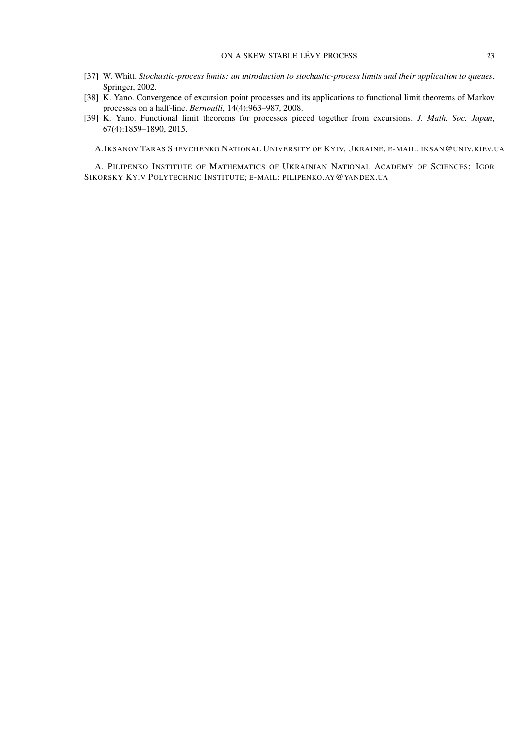[37] W. Whitt. *Stochastic-process limits: an introduction to stochastic-process limits and their application to queues*. Springer, 2002.

[38] K. Yano. Convergence of excursion point processes and its applications to functional limit theorems of Markov processes on a half-line. *Bernoulli*, 14(4):963–987, 2008.

[39] K. Yano. Functional limit theorems for processes pieced together from excursions. *J. Math. Soc. Japan*, 67(4):1859–1890, 2015.

A.IKSANOV TARAS SHEVCHENKO NATIONAL UNIVERSITY OF KYIV, UKRAINE; E-MAIL: IKSAN@UNIV.KIEV.UA

A. PILIPENKO INSTITUTE OF MATHEMATICS OF UKRAINIAN NATIONAL ACADEMY OF SCIENCES; IGOR SIKORSKY KYIV POLYTECHNIC INSTITUTE; E-MAIL: PILIPENKO.AY@YANDEX.UA